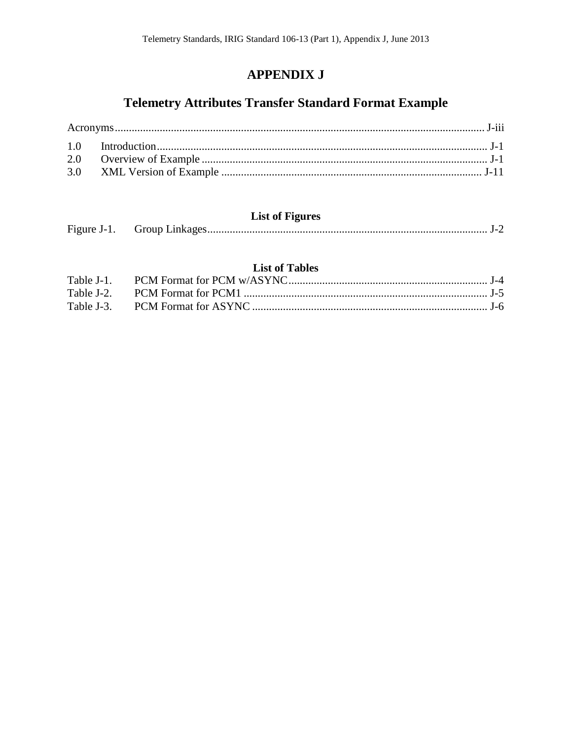# APPENDIX J

## Telemetry Attributes Transfer Standard Format Example

Acronyms .......... J-iii

1.0 Introduction .......... J-1
2.0 Overview of Example .......... J-1
3.0 XML Version of Example .......... J-11

**List of Figures**

Figure J-1. Group Linkages .......... J-2

**List of Tables**

Table J-1. PCM Format for PCM w/ASYNC .......... J-4
Table J-2. PCM Format for PCM1 .......... J-5
Table J-3. PCM Format for ASYNC .......... J-6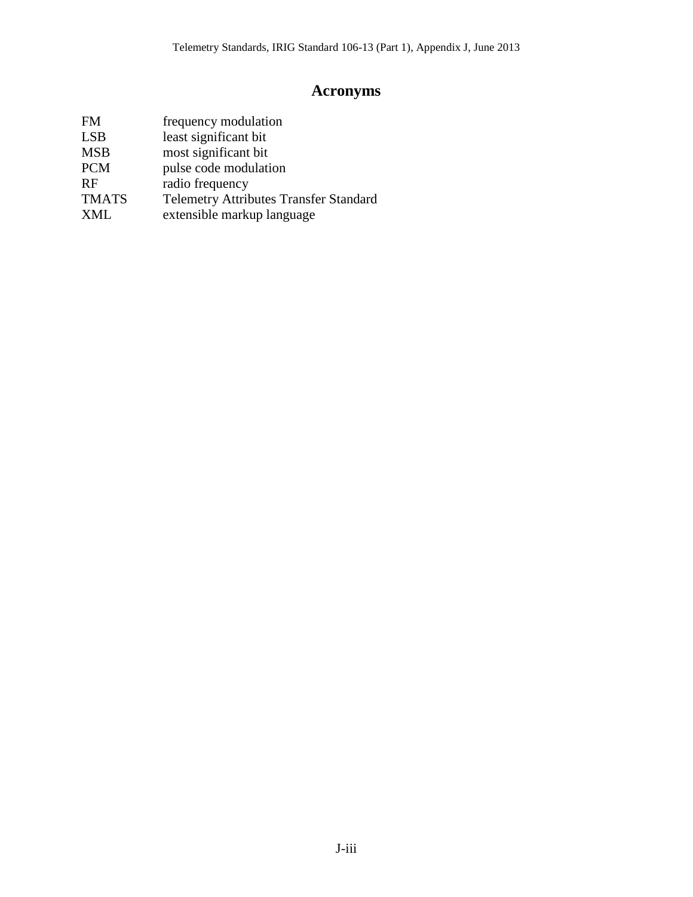# Acronyms

| | |
|---|---|
| FM | frequency modulation |
| LSB | least significant bit |
| MSB | most significant bit |
| PCM | pulse code modulation |
| RF | radio frequency |
| TMATS | Telemetry Attributes Transfer Standard |
| XML | extensible markup language |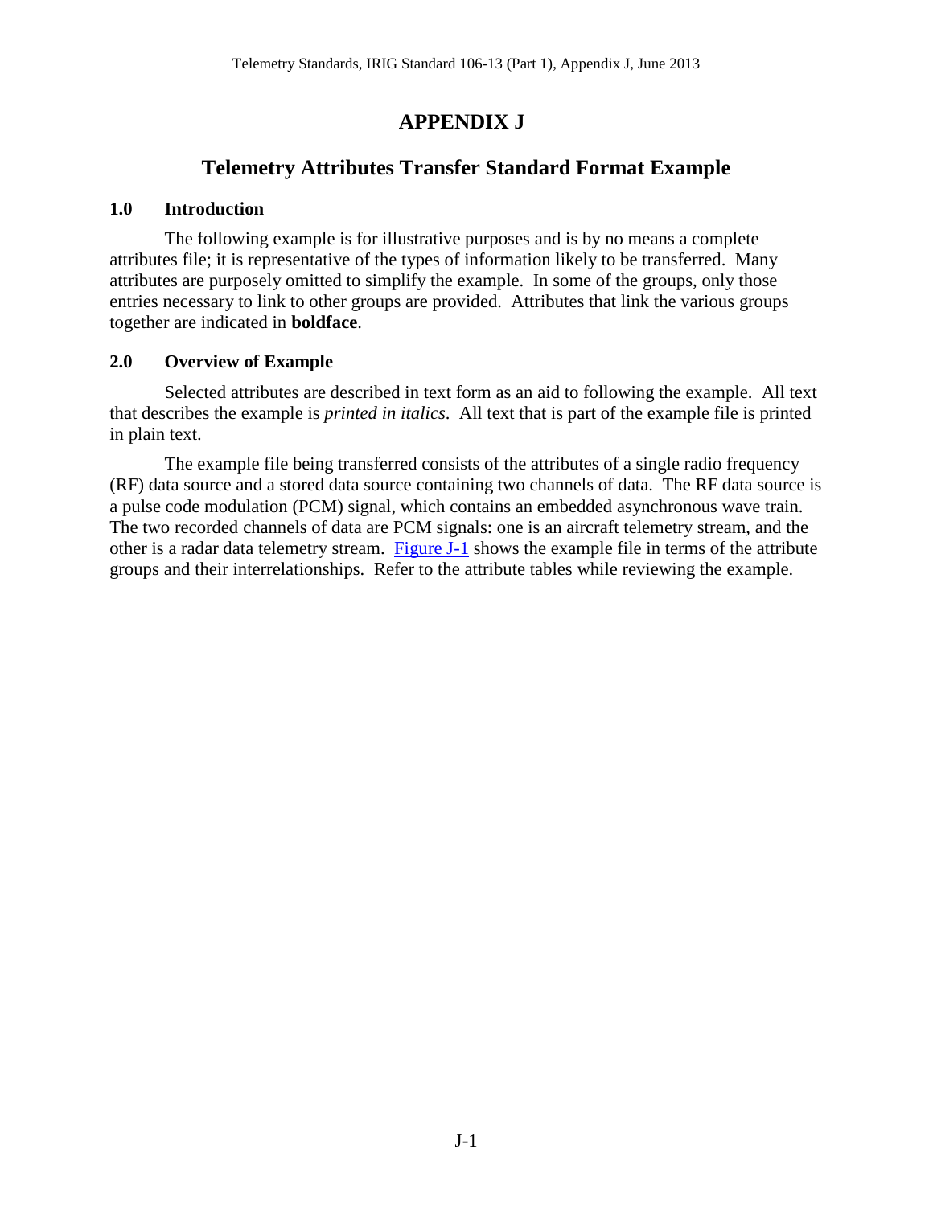# APPENDIX J

## Telemetry Attributes Transfer Standard Format Example

### 1.0 Introduction

The following example is for illustrative purposes and is by no means a complete attributes file; it is representative of the types of information likely to be transferred. Many attributes are purposely omitted to simplify the example. In some of the groups, only those entries necessary to link to other groups are provided. Attributes that link the various groups together are indicated in **boldface**.

### 2.0 Overview of Example

Selected attributes are described in text form as an aid to following the example. All text that describes the example is *printed in italics*. All text that is part of the example file is printed in plain text.

The example file being transferred consists of the attributes of a single radio frequency (RF) data source and a stored data source containing two channels of data. The RF data source is a pulse code modulation (PCM) signal, which contains an embedded asynchronous wave train. The two recorded channels of data are PCM signals: one is an aircraft telemetry stream, and the other is a radar data telemetry stream. Figure J-1 shows the example file in terms of the attribute groups and their interrelationships. Refer to the attribute tables while reviewing the example.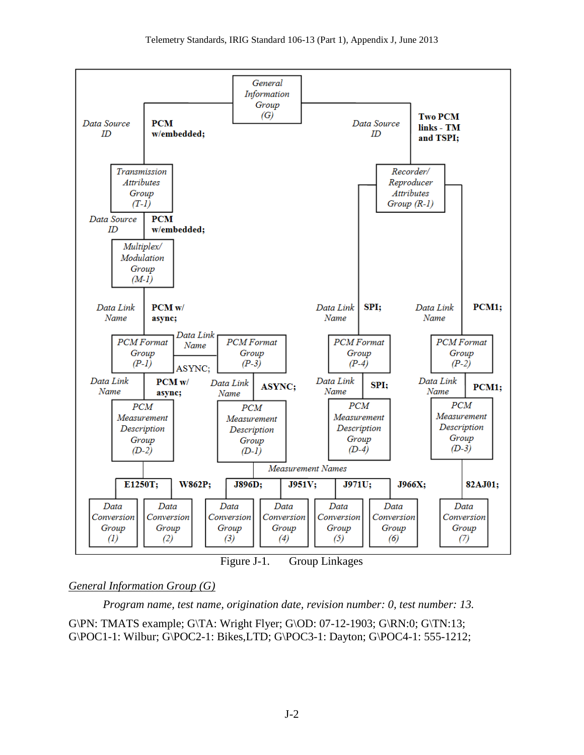General Information Group (G)

Transmission Attributes Group (T-1)

Recorder/ Reproducer Attributes Group (R-1)

Multiplex/ Modulation Group (M-1)

PCM Format Group (P-1)

PCM Format Group (P-3)

PCM Format Group (P-4)

PCM Format Group (P-2)

PCM Measurement Description Group (D-2)

PCM Measurement Description Group (D-1)

PCM Measurement Description Group (D-4)

PCM Measurement Description Group (D-3)

Data Conversion Group (1)

Data Conversion Group (2)

Data Conversion Group (3)

Data Conversion Group (4)

Data Conversion Group (5)

Data Conversion Group (6)

Data Conversion Group (7)

Data Source ID: **PCM w/embedded;**

Data Source ID: **Two PCM links - TM and TSPI;**

Data Source ID: **PCM w/embedded;**

Data Link Name: **PCM w/ async;**

Data Link Name: ASYNC;

Data Link Name: **SPI;**

Data Link Name: **PCM1;**

Data Link Name: **PCM w/ async;**

Data Link Name: **ASYNC;**

Data Link Name: **SPI;**

Data Link Name: **PCM1;**

Measurement Names: **E1250T; W862P; J896D; J951V; J971U; J966X; 82AJ01;**

Figure J-1. Group Linkages

## *General Information Group (G)*

*Program name, test name, origination date, revision number: 0, test number: 13.*

G\PN: TMATS example; G\TA: Wright Flyer; G\OD: 07-12-1903; G\RN:0; G\TN:13; G\POC1-1: Wilbur; G\POC2-1: Bikes,LTD; G\POC3-1: Dayton; G\POC4-1: 555-1212;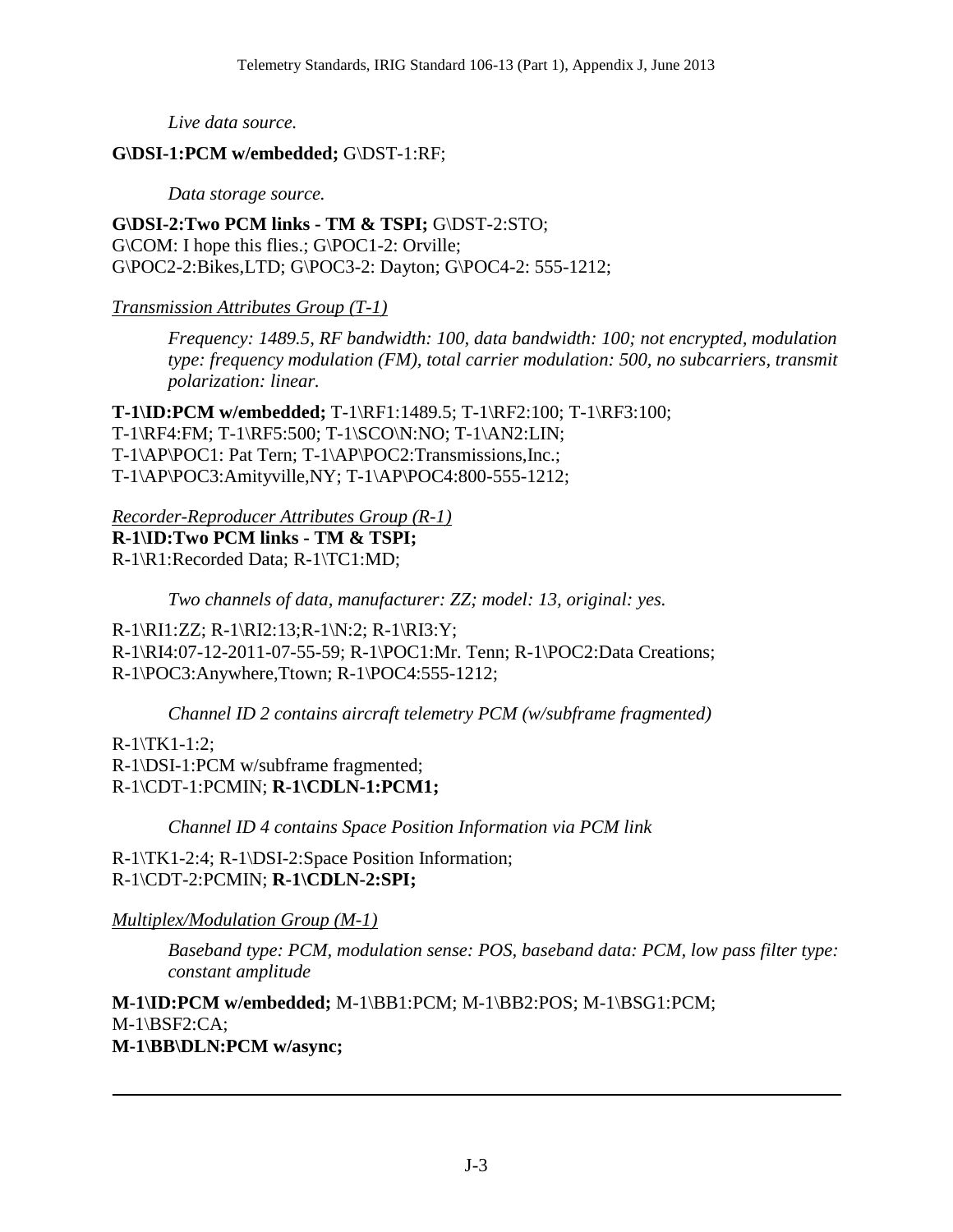*Live data source.*

**G\DSI-1:PCM w/embedded;** G\DST-1:RF;

*Data storage source.*

**G\DSI-2:Two PCM links - TM & TSPI;** G\DST-2:STO;
G\COM: I hope this flies.; G\POC1-2: Orville;
G\POC2-2:Bikes,LTD; G\POC3-2: Dayton; G\POC4-2: 555-1212;

*Transmission Attributes Group (T-1)*

*Frequency: 1489.5, RF bandwidth: 100, data bandwidth: 100; not encrypted, modulation type: frequency modulation (FM), total carrier modulation: 500, no subcarriers, transmit polarization: linear.*

**T-1\ID:PCM w/embedded;** T-1\RF1:1489.5; T-1\RF2:100; T-1\RF3:100;
T-1\RF4:FM; T-1\RF5:500; T-1\SCO\N:NO; T-1\AN2:LIN;
T-1\AP\POC1: Pat Tern; T-1\AP\POC2:Transmissions,Inc.;
T-1\AP\POC3:Amityville,NY; T-1\AP\POC4:800-555-1212;

*Recorder-Reproducer Attributes Group (R-1)*
**R-1\ID:Two PCM links - TM & TSPI;**
R-1\R1:Recorded Data; R-1\TC1:MD;

*Two channels of data, manufacturer: ZZ; model: 13, original: yes.*

R-1\RI1:ZZ; R-1\RI2:13;R-1\N:2; R-1\RI3:Y;
R-1\RI4:07-12-2011-07-55-59; R-1\POC1:Mr. Tenn; R-1\POC2:Data Creations;
R-1\POC3:Anywhere,Ttown; R-1\POC4:555-1212;

*Channel ID 2 contains aircraft telemetry PCM (w/subframe fragmented)*

R-1\TK1-1:2;
R-1\DSI-1:PCM w/subframe fragmented;
R-1\CDT-1:PCMIN; **R-1\CDLN-1:PCM1;**

*Channel ID 4 contains Space Position Information via PCM link*

R-1\TK1-2:4; R-1\DSI-2:Space Position Information;
R-1\CDT-2:PCMIN; **R-1\CDLN-2:SPI;**

*Multiplex/Modulation Group (M-1)*

*Baseband type: PCM, modulation sense: POS, baseband data: PCM, low pass filter type: constant amplitude*

**M-1\ID:PCM w/embedded;** M-1\BB1:PCM; M-1\BB2:POS; M-1\BSG1:PCM;
M-1\BSF2:CA;
**M-1\BB\DLN:PCM w/async;**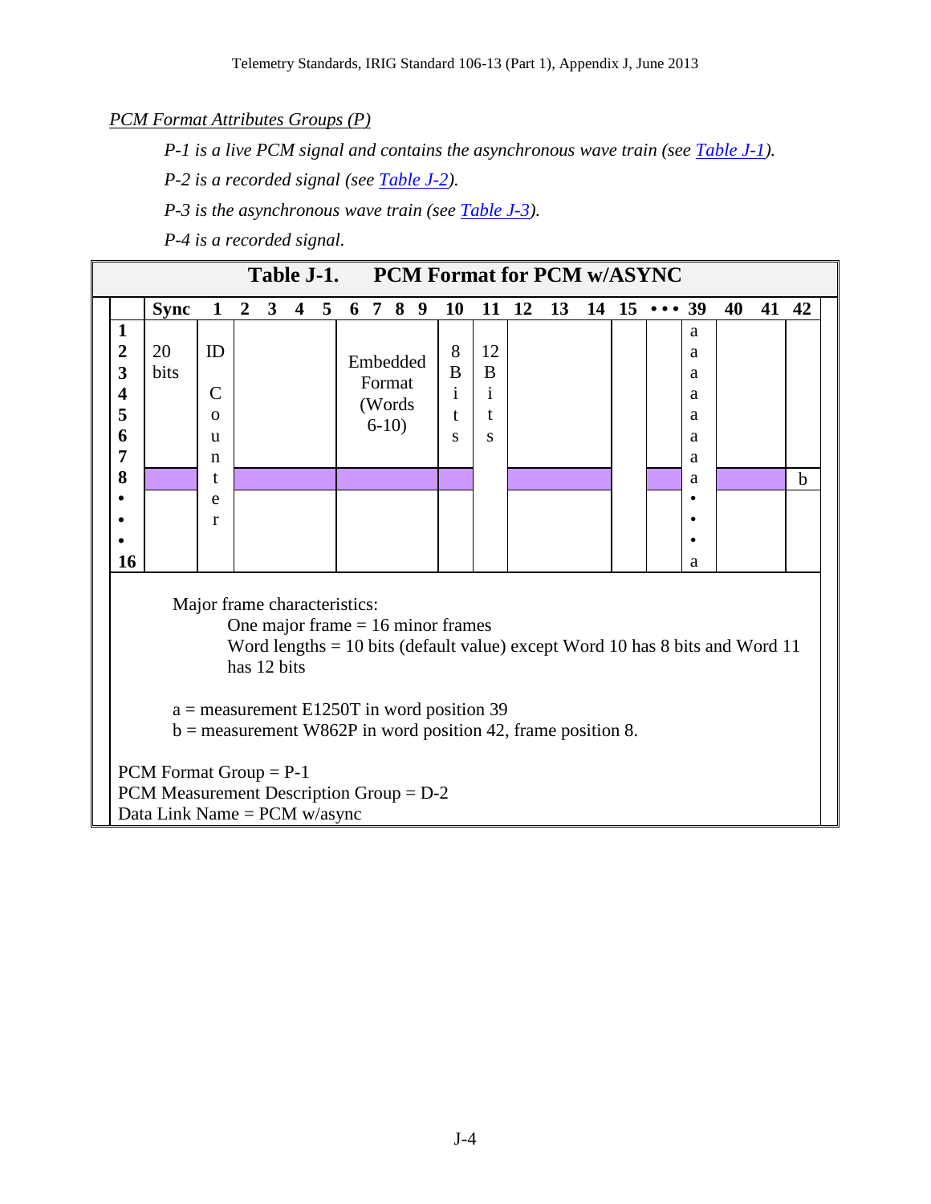*PCM Format Attributes Groups (P)*

*P-1 is a live PCM signal and contains the asynchronous wave train (see Table J-1).*

*P-2 is a recorded signal (see Table J-2).*

*P-3 is the asynchronous wave train (see Table J-3).*

*P-4 is a recorded signal.*

**Table J-1. PCM Format for PCM w/ASYNC**

| | **Sync** | **1** | **2 3 4 5** | **6 7 8 9** | **10** | **11** | **12 13** | **14 15** | **• • •** | **39** | **40 41** | **42** |
|---|---|---|---|---|---|---|---|---|---|---|---|---|
| **1** | | | | | | | | | | a | | |
| **2** | 20 bits | ID | | Embedded Format (Words 6-10) | 8 Bits | 12 Bits | | | | a | | |
| **3** | | | | | | | | | | a | | |
| **4** | | C | | | | | | | | a | | |
| **5** | | o | | | | | | | | a | | |
| **6** | | u | | | | | | | | a | | |
| **7** | | n | | | | | | | | a | | |
| **8** | | t | | | | | | | | a | | b |
| **•** | | e | | | | | | | | • | | |
| **•** | | r | | | | | | | | • | | |
| **•** | | | | | | | | | | • | | |
| **16** | | | | | | | | | | a | | |

Major frame characteristics:

One major frame = 16 minor frames

Word lengths = 10 bits (default value) except Word 10 has 8 bits and Word 11 has 12 bits

a = measurement E1250T in word position 39

b = measurement W862P in word position 42, frame position 8.

PCM Format Group = P-1

PCM Measurement Description Group = D-2

Data Link Name = PCM w/async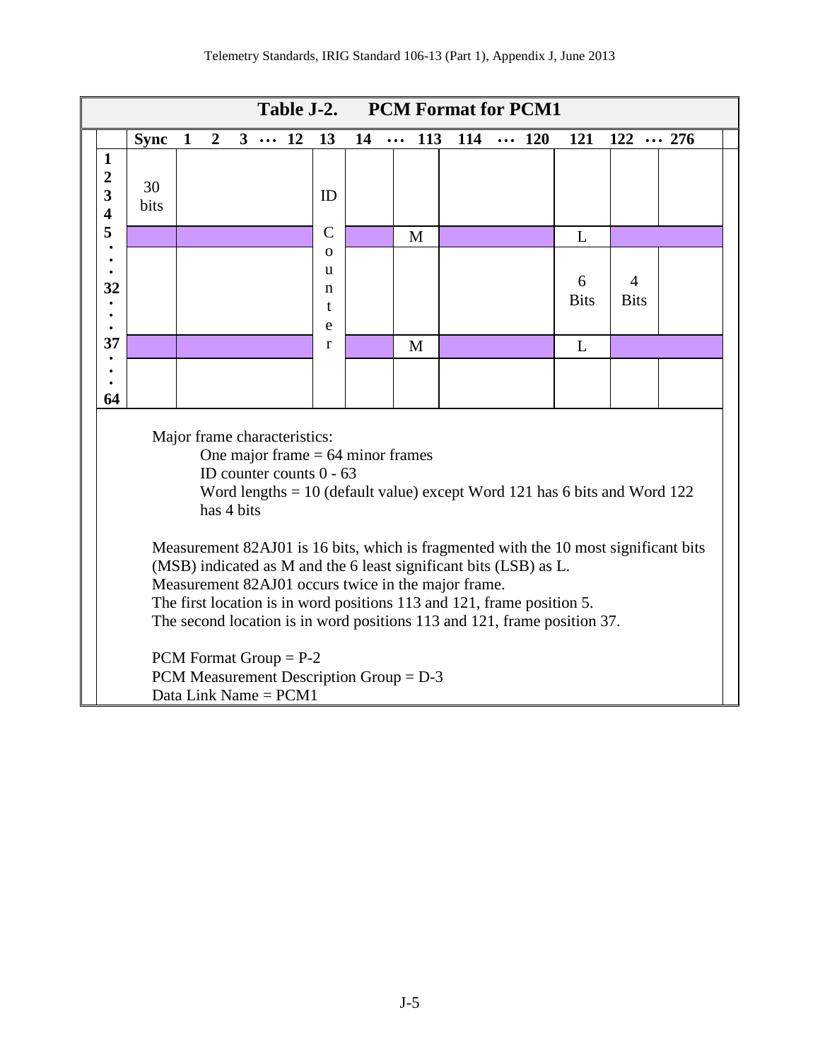**Table J-2. PCM Format for PCM1**

| | Sync | 1 2 3 … 12 | 13 | 14 … | 113 | 114 … 120 | 121 | 122 | … 276 |
|---|---|---|---|---|---|---|---|---|---|
| 1<br>2<br>3<br>4 | 30 bits | | ID | | | | | | |
| 5 | | | C | | M | | L | | |
| •<br>•<br>•<br>32<br>•<br>•<br>• | | | o<br>u<br>n<br>t<br>e | | | | 6 Bits | 4 Bits | |
| 37 | | | r | | M | | L | | |
| •<br>•<br>•<br>64 | | | | | | | | | |

Major frame characteristics:

- One major frame = 64 minor frames
- ID counter counts 0 - 63
- Word lengths = 10 (default value) except Word 121 has 6 bits and Word 122 has 4 bits

Measurement 82AJ01 is 16 bits, which is fragmented with the 10 most significant bits (MSB) indicated as M and the 6 least significant bits (LSB) as L.
Measurement 82AJ01 occurs twice in the major frame.
The first location is in word positions 113 and 121, frame position 5.
The second location is in word positions 113 and 121, frame position 37.

PCM Format Group = P-2
PCM Measurement Description Group = D-3
Data Link Name = PCM1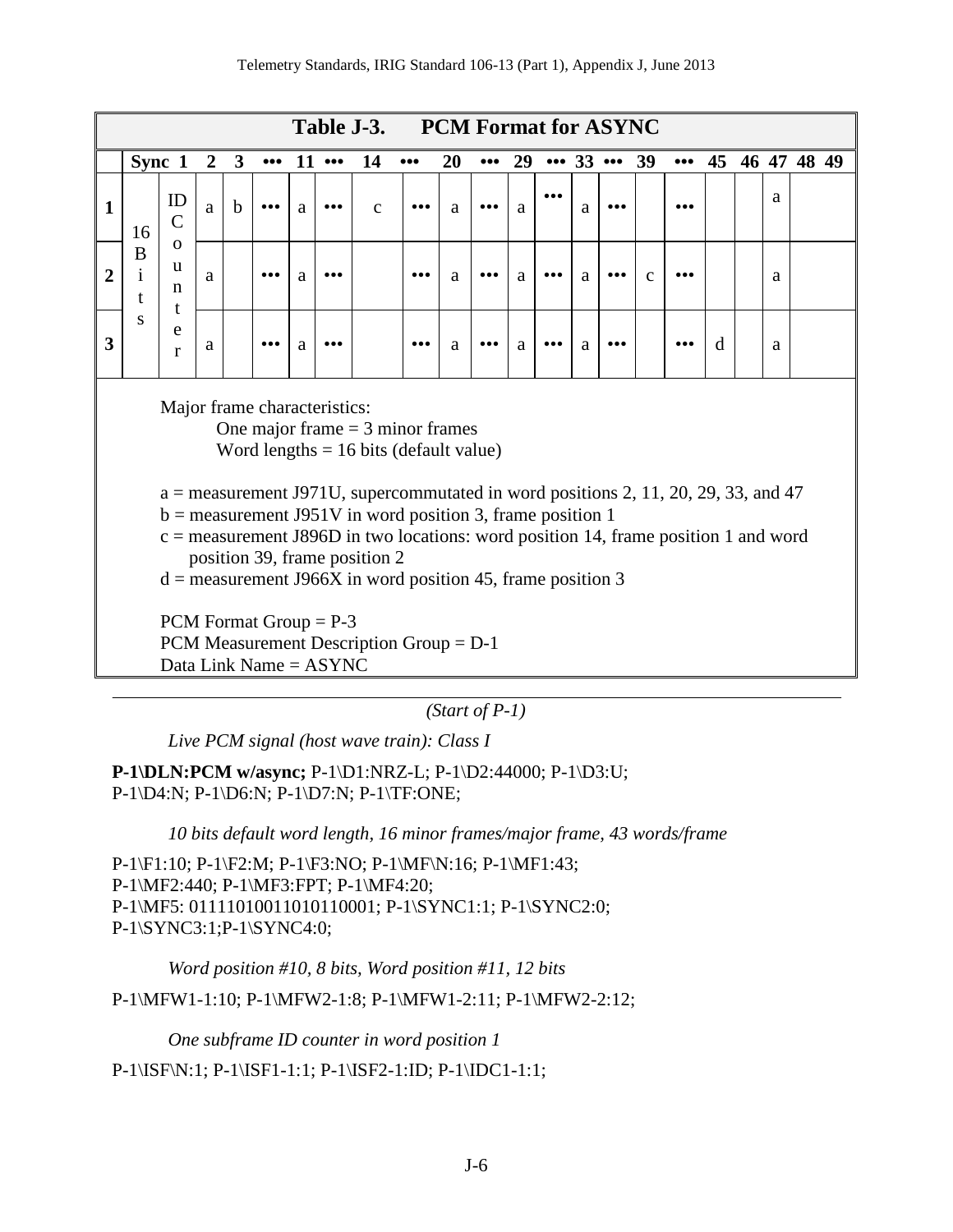**Table J-3. PCM Format for ASYNC**

| | Sync | 1 | 2 | 3 | ••• | 11 | ••• | 14 | ••• | 20 | ••• | 29 | ••• | 33 | ••• | 39 | ••• | 45 | 46 | 47 | 48 49 |
|---|---|---|---|---|---|---|---|---|---|---|---|---|---|---|---|---|---|---|---|---|---|
| **1** | 16 Bits | ID Counter | a | b | ••• | a | ••• | c | ••• | a | ••• | a | ••• | a | ••• | | ••• | | | a | |
| **2** | | | a | | ••• | a | ••• | | ••• | a | ••• | a | ••• | a | ••• | c | ••• | | | a | |
| **3** | | | a | | ••• | a | ••• | | ••• | a | ••• | a | ••• | a | ••• | | ••• | d | | a | |

Major frame characteristics:

One major frame = 3 minor frames

Word lengths = 16 bits (default value)

a = measurement J971U, supercommutated in word positions 2, 11, 20, 29, 33, and 47

b = measurement J951V in word position 3, frame position 1

c = measurement J896D in two locations: word position 14, frame position 1 and word position 39, frame position 2

d = measurement J966X in word position 45, frame position 3

PCM Format Group = P-3

PCM Measurement Description Group = D-1

Data Link Name = ASYNC

---

*(Start of P-1)*

*Live PCM signal (host wave train): Class I*

**P-1\DLN:PCM w/async;** P-1\D1:NRZ-L; P-1\D2:44000; P-1\D3:U; P-1\D4:N; P-1\D6:N; P-1\D7:N; P-1\TF:ONE;

*10 bits default word length, 16 minor frames/major frame, 43 words/frame*

P-1\F1:10; P-1\F2:M; P-1\F3:NO; P-1\MF\N:16; P-1\MF1:43; P-1\MF2:440; P-1\MF3:FPT; P-1\MF4:20; P-1\MF5: 01111010011010110001; P-1\SYNC1:1; P-1\SYNC2:0; P-1\SYNC3:1;P-1\SYNC4:0;

*Word position #10, 8 bits, Word position #11, 12 bits*

P-1\MFW1-1:10; P-1\MFW2-1:8; P-1\MFW1-2:11; P-1\MFW2-2:12;

*One subframe ID counter in word position 1*

P-1\ISF\N:1; P-1\ISF1-1:1; P-1\ISF2-1:ID; P-1\IDC1-1:1;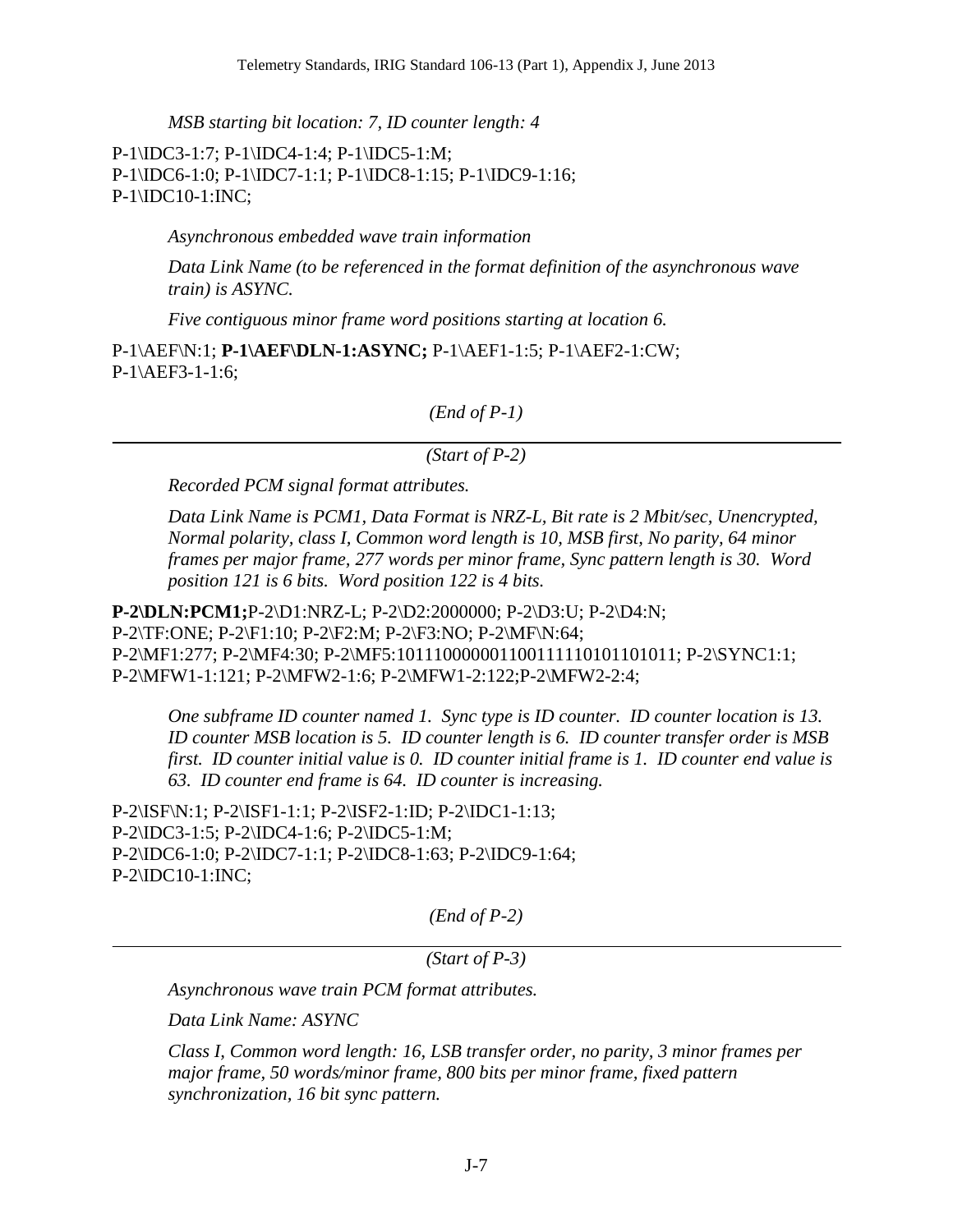*MSB starting bit location: 7, ID counter length: 4*

P-1\IDC3-1:7; P-1\IDC4-1:4; P-1\IDC5-1:M;
P-1\IDC6-1:0; P-1\IDC7-1:1; P-1\IDC8-1:15; P-1\IDC9-1:16;
P-1\IDC10-1:INC;

*Asynchronous embedded wave train information*

*Data Link Name (to be referenced in the format definition of the asynchronous wave train) is ASYNC.*

*Five contiguous minor frame word positions starting at location 6.*

P-1\AEF\N:1; **P-1\AEF\DLN-1:ASYNC;** P-1\AEF1-1:5; P-1\AEF2-1:CW;
P-1\AEF3-1-1:6;

*(End of P-1)*

---

*(Start of P-2)*

*Recorded PCM signal format attributes.*

*Data Link Name is PCM1, Data Format is NRZ-L, Bit rate is 2 Mbit/sec, Unencrypted, Normal polarity, class I, Common word length is 10, MSB first, No parity, 64 minor frames per major frame, 277 words per minor frame, Sync pattern length is 30. Word position 121 is 6 bits. Word position 122 is 4 bits.*

**P-2\DLN:PCM1;**P-2\D1:NRZ-L; P-2\D2:2000000; P-2\D3:U; P-2\D4:N;
P-2\TF:ONE; P-2\F1:10; P-2\F2:M; P-2\F3:NO; P-2\MF\N:64;
P-2\MF1:277; P-2\MF4:30; P-2\MF5:101110000001100111110101101011; P-2\SYNC1:1;
P-2\MFW1-1:121; P-2\MFW2-1:6; P-2\MFW1-2:122;P-2\MFW2-2:4;

*One subframe ID counter named 1. Sync type is ID counter. ID counter location is 13. ID counter MSB location is 5. ID counter length is 6. ID counter transfer order is MSB first. ID counter initial value is 0. ID counter initial frame is 1. ID counter end value is 63. ID counter end frame is 64. ID counter is increasing.*

P-2\ISF\N:1; P-2\ISF1-1:1; P-2\ISF2-1:ID; P-2\IDC1-1:13;
P-2\IDC3-1:5; P-2\IDC4-1:6; P-2\IDC5-1:M;
P-2\IDC6-1:0; P-2\IDC7-1:1; P-2\IDC8-1:63; P-2\IDC9-1:64;
P-2\IDC10-1:INC;

*(End of P-2)*

---

*(Start of P-3)*

*Asynchronous wave train PCM format attributes.*

*Data Link Name: ASYNC*

*Class I, Common word length: 16, LSB transfer order, no parity, 3 minor frames per major frame, 50 words/minor frame, 800 bits per minor frame, fixed pattern synchronization, 16 bit sync pattern.*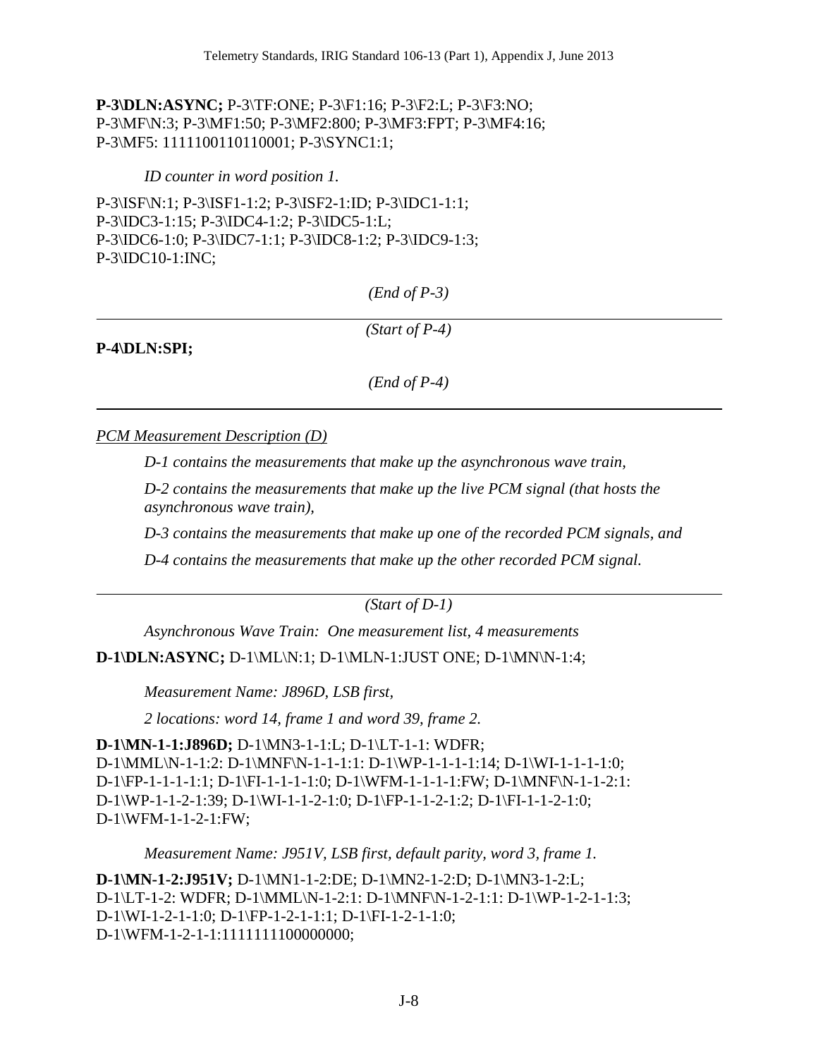**P-3\DLN:ASYNC;** P-3\TF:ONE; P-3\F1:16; P-3\F2:L; P-3\F3:NO; P-3\MF\N:3; P-3\MF1:50; P-3\MF2:800; P-3\MF3:FPT; P-3\MF4:16; P-3\MF5: 1111100110110001; P-3\SYNC1:1;

*ID counter in word position 1.*

P-3\ISF\N:1; P-3\ISF1-1:2; P-3\ISF2-1:ID; P-3\IDC1-1:1; P-3\IDC3-1:15; P-3\IDC4-1:2; P-3\IDC5-1:L; P-3\IDC6-1:0; P-3\IDC7-1:1; P-3\IDC8-1:2; P-3\IDC9-1:3; P-3\IDC10-1:INC;

*(End of P-3)*

---

*(Start of P-4)*

**P-4\DLN:SPI;**

*(End of P-4)*

---

*PCM Measurement Description (D)*

*D-1 contains the measurements that make up the asynchronous wave train,*

*D-2 contains the measurements that make up the live PCM signal (that hosts the asynchronous wave train),*

*D-3 contains the measurements that make up one of the recorded PCM signals, and*

*D-4 contains the measurements that make up the other recorded PCM signal.*

---

*(Start of D-1)*

*Asynchronous Wave Train: One measurement list, 4 measurements*

**D-1\DLN:ASYNC;** D-1\ML\N:1; D-1\MLN-1:JUST ONE; D-1\MN\N-1:4;

*Measurement Name: J896D, LSB first,*

*2 locations: word 14, frame 1 and word 39, frame 2.*

**D-1\MN-1-1:J896D;** D-1\MN3-1-1:L; D-1\LT-1-1: WDFR; D-1\MML\N-1-1:2: D-1\MNF\N-1-1-1:1: D-1\WP-1-1-1-1:14; D-1\WI-1-1-1-1:0; D-1\FP-1-1-1-1:1; D-1\FI-1-1-1-1:0; D-1\WFM-1-1-1-1:FW; D-1\MNF\N-1-1-2:1: D-1\WP-1-1-2-1:39; D-1\WI-1-1-2-1:0; D-1\FP-1-1-2-1:2; D-1\FI-1-1-2-1:0; D-1\WFM-1-1-2-1:FW;

*Measurement Name: J951V, LSB first, default parity, word 3, frame 1.*

**D-1\MN-1-2:J951V;** D-1\MN1-1-2:DE; D-1\MN2-1-2:D; D-1\MN3-1-2:L; D-1\LT-1-2: WDFR; D-1\MML\N-1-2:1: D-1\MNF\N-1-2-1:1: D-1\WP-1-2-1-1:3; D-1\WI-1-2-1-1:0; D-1\FP-1-2-1-1:1; D-1\FI-1-2-1-1:0; D-1\WFM-1-2-1-1:1111111100000000;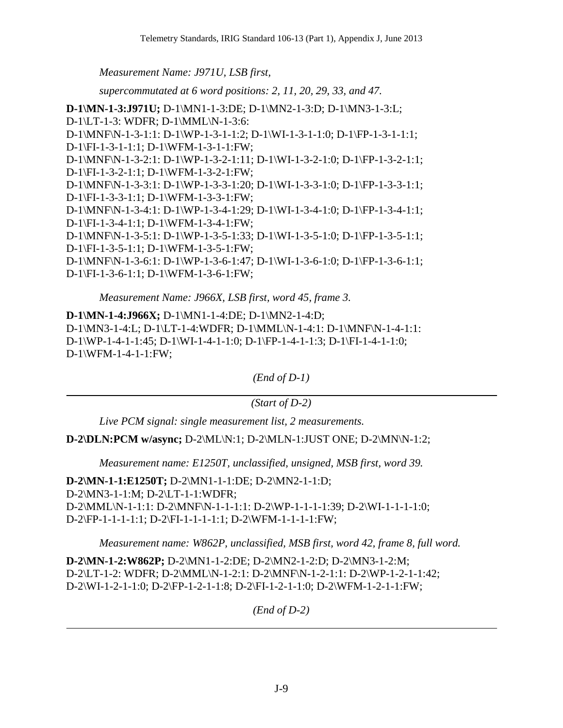*Measurement Name: J971U, LSB first,*

*supercommutated at 6 word positions: 2, 11, 20, 29, 33, and 47.*

**D-1\MN-1-3:J971U;** D-1\MN1-1-3:DE; D-1\MN2-1-3:D; D-1\MN3-1-3:L;
D-1\LT-1-3: WDFR; D-1\MML\N-1-3:6:
D-1\MNF\N-1-3-1:1: D-1\WP-1-3-1-1:2; D-1\WI-1-3-1-1:0; D-1\FP-1-3-1-1:1;
D-1\FI-1-3-1-1:1; D-1\WFM-1-3-1-1:FW;
D-1\MNF\N-1-3-2:1: D-1\WP-1-3-2-1:11; D-1\WI-1-3-2-1:0; D-1\FP-1-3-2-1:1;
D-1\FI-1-3-2-1:1; D-1\WFM-1-3-2-1:FW;
D-1\MNF\N-1-3-3:1: D-1\WP-1-3-3-1:20; D-1\WI-1-3-3-1:0; D-1\FP-1-3-3-1:1;
D-1\FI-1-3-3-1:1; D-1\WFM-1-3-3-1:FW;
D-1\MNF\N-1-3-4:1: D-1\WP-1-3-4-1:29; D-1\WI-1-3-4-1:0; D-1\FP-1-3-4-1:1;
D-1\FI-1-3-4-1:1; D-1\WFM-1-3-4-1:FW;
D-1\MNF\N-1-3-5:1: D-1\WP-1-3-5-1:33; D-1\WI-1-3-5-1:0; D-1\FP-1-3-5-1:1;
D-1\FI-1-3-5-1:1; D-1\WFM-1-3-5-1:FW;
D-1\MNF\N-1-3-6:1: D-1\WP-1-3-6-1:47; D-1\WI-1-3-6-1:0; D-1\FP-1-3-6-1:1;
D-1\FI-1-3-6-1:1; D-1\WFM-1-3-6-1:FW;

*Measurement Name: J966X, LSB first, word 45, frame 3.*

**D-1\MN-1-4:J966X;** D-1\MN1-1-4:DE; D-1\MN2-1-4:D;
D-1\MN3-1-4:L; D-1\LT-1-4:WDFR; D-1\MML\N-1-4:1: D-1\MNF\N-1-4-1:1:
D-1\WP-1-4-1-1:45; D-1\WI-1-4-1-1:0; D-1\FP-1-4-1-1:3; D-1\FI-1-4-1-1:0;
D-1\WFM-1-4-1-1:FW;

*(End of D-1)*

---

*(Start of D-2)*

*Live PCM signal: single measurement list, 2 measurements.*

**D-2\DLN:PCM w/async;** D-2\ML\N:1; D-2\MLN-1:JUST ONE; D-2\MN\N-1:2;

*Measurement name: E1250T, unclassified, unsigned, MSB first, word 39.*

**D-2\MN-1-1:E1250T;** D-2\MN1-1-1:DE; D-2\MN2-1-1:D;
D-2\MN3-1-1:M; D-2\LT-1-1:WDFR;
D-2\MML\N-1-1:1: D-2\MNF\N-1-1-1:1: D-2\WP-1-1-1-1:39; D-2\WI-1-1-1-1:0;
D-2\FP-1-1-1-1:1; D-2\FI-1-1-1-1:1; D-2\WFM-1-1-1-1:FW;

*Measurement name: W862P, unclassified, MSB first, word 42, frame 8, full word.*

**D-2\MN-1-2:W862P;** D-2\MN1-1-2:DE; D-2\MN2-1-2:D; D-2\MN3-1-2:M;
D-2\LT-1-2: WDFR; D-2\MML\N-1-2:1: D-2\MNF\N-1-2-1:1: D-2\WP-1-2-1-1:42;
D-2\WI-1-2-1-1:0; D-2\FP-1-2-1-1:8; D-2\FI-1-2-1-1:0; D-2\WFM-1-2-1-1:FW;

*(End of D-2)*

---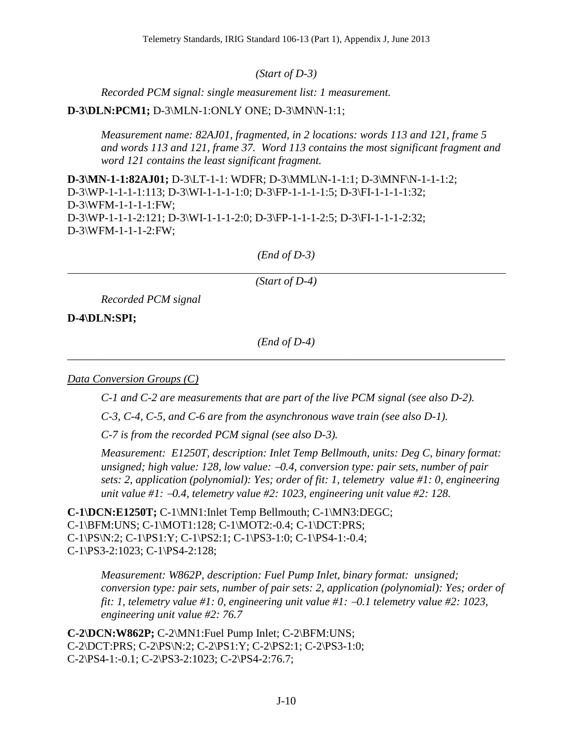*(Start of D-3)*

*Recorded PCM signal: single measurement list: 1 measurement.*

**D-3\DLN:PCM1;** D-3\MLN-1:ONLY ONE; D-3\MN\N-1:1;

*Measurement name: 82AJ01, fragmented, in 2 locations: words 113 and 121, frame 5 and words 113 and 121, frame 37. Word 113 contains the most significant fragment and word 121 contains the least significant fragment.*

**D-3\MN-1-1:82AJ01;** D-3\LT-1-1: WDFR; D-3\MML\N-1-1:1; D-3\MNF\N-1-1-1:2;
D-3\WP-1-1-1-1:113; D-3\WI-1-1-1-1:0; D-3\FP-1-1-1-1:5; D-3\FI-1-1-1-1:32;
D-3\WFM-1-1-1-1:FW;
D-3\WP-1-1-1-2:121; D-3\WI-1-1-1-2:0; D-3\FP-1-1-1-2:5; D-3\FI-1-1-1-2:32;
D-3\WFM-1-1-1-2:FW;

*(End of D-3)*

---

*(Start of D-4)*

*Recorded PCM signal*

**D-4\DLN:SPI;**

*(End of D-4)*

---

<u>*Data Conversion Groups (C)*</u>

*C-1 and C-2 are measurements that are part of the live PCM signal (see also D-2).*

*C-3, C-4, C-5, and C-6 are from the asynchronous wave train (see also D-1).*

*C-7 is from the recorded PCM signal (see also D-3).*

*Measurement: E1250T, description: Inlet Temp Bellmouth, units: Deg C, binary format: unsigned; high value: 128, low value: –0.4, conversion type: pair sets, number of pair sets: 2, application (polynomial): Yes; order of fit: 1, telemetry value #1: 0, engineering unit value #1: –0.4, telemetry value #2: 1023, engineering unit value #2: 128.*

**C-1\DCN:E1250T;** C-1\MN1:Inlet Temp Bellmouth; C-1\MN3:DEGC;
C-1\BFM:UNS; C-1\MOT1:128; C-1\MOT2:-0.4; C-1\DCT:PRS;
C-1\PS\N:2; C-1\PS1:Y; C-1\PS2:1; C-1\PS3-1:0; C-1\PS4-1:-0.4;
C-1\PS3-2:1023; C-1\PS4-2:128;

*Measurement: W862P, description: Fuel Pump Inlet, binary format: unsigned; conversion type: pair sets, number of pair sets: 2, application (polynomial): Yes; order of fit: 1, telemetry value #1: 0, engineering unit value #1: –0.1 telemetry value #2: 1023, engineering unit value #2: 76.7*

**C-2\DCN:W862P;** C-2\MN1:Fuel Pump Inlet; C-2\BFM:UNS;
C-2\DCT:PRS; C-2\PS\N:2; C-2\PS1:Y; C-2\PS2:1; C-2\PS3-1:0;
C-2\PS4-1:-0.1; C-2\PS3-2:1023; C-2\PS4-2:76.7;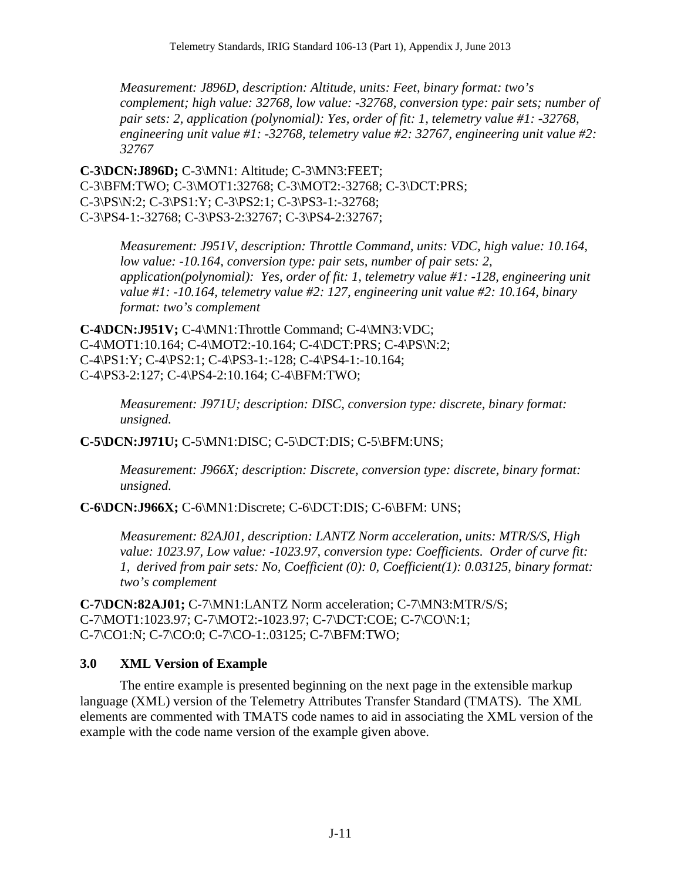*Measurement: J896D, description: Altitude, units: Feet, binary format: two's complement; high value: 32768, low value: -32768, conversion type: pair sets; number of pair sets: 2, application (polynomial): Yes, order of fit: 1, telemetry value #1: -32768, engineering unit value #1: -32768, telemetry value #2: 32767, engineering unit value #2: 32767*

**C-3\DCN:J896D;** C-3\MN1: Altitude; C-3\MN3:FEET;
C-3\BFM:TWO; C-3\MOT1:32768; C-3\MOT2:-32768; C-3\DCT:PRS;
C-3\PS\N:2; C-3\PS1:Y; C-3\PS2:1; C-3\PS3-1:-32768;
C-3\PS4-1:-32768; C-3\PS3-2:32767; C-3\PS4-2:32767;

*Measurement: J951V, description: Throttle Command, units: VDC, high value: 10.164, low value: -10.164, conversion type: pair sets, number of pair sets: 2, application(polynomial): Yes, order of fit: 1, telemetry value #1: -128, engineering unit value #1: -10.164, telemetry value #2: 127, engineering unit value #2: 10.164, binary format: two's complement*

**C-4\DCN:J951V;** C-4\MN1:Throttle Command; C-4\MN3:VDC;
C-4\MOT1:10.164; C-4\MOT2:-10.164; C-4\DCT:PRS; C-4\PS\N:2;
C-4\PS1:Y; C-4\PS2:1; C-4\PS3-1:-128; C-4\PS4-1:-10.164;
C-4\PS3-2:127; C-4\PS4-2:10.164; C-4\BFM:TWO;

*Measurement: J971U; description: DISC, conversion type: discrete, binary format: unsigned.*

**C-5\DCN:J971U;** C-5\MN1:DISC; C-5\DCT:DIS; C-5\BFM:UNS;

*Measurement: J966X; description: Discrete, conversion type: discrete, binary format: unsigned.*

**C-6\DCN:J966X;** C-6\MN1:Discrete; C-6\DCT:DIS; C-6\BFM: UNS;

*Measurement: 82AJ01, description: LANTZ Norm acceleration, units: MTR/S/S, High value: 1023.97, Low value: -1023.97, conversion type: Coefficients. Order of curve fit: 1, derived from pair sets: No, Coefficient (0): 0, Coefficient(1): 0.03125, binary format: two's complement*

**C-7\DCN:82AJ01;** C-7\MN1:LANTZ Norm acceleration; C-7\MN3:MTR/S/S;
C-7\MOT1:1023.97; C-7\MOT2:-1023.97; C-7\DCT:COE; C-7\CO\N:1;
C-7\CO1:N; C-7\CO:0; C-7\CO-1:.03125; C-7\BFM:TWO;

## 3.0 XML Version of Example

The entire example is presented beginning on the next page in the extensible markup language (XML) version of the Telemetry Attributes Transfer Standard (TMATS). The XML elements are commented with TMATS code names to aid in associating the XML version of the example with the code name version of the example given above.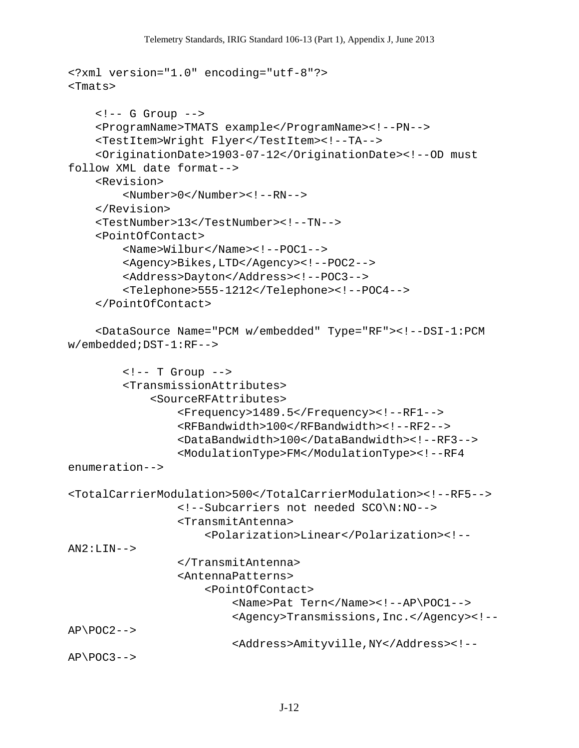```
<?xml version="1.0" encoding="utf-8"?>
<Tmats>

    <!-- G Group -->
    <ProgramName>TMATS example</ProgramName><!--PN-->
    <TestItem>Wright Flyer</TestItem><!--TA-->
    <OriginationDate>1903-07-12</OriginationDate><!--OD must
follow XML date format-->
    <Revision>
        <Number>0</Number><!--RN-->
    </Revision>
    <TestNumber>13</TestNumber><!--TN-->
    <PointOfContact>
        <Name>Wilbur</Name><!--POC1-->
        <Agency>Bikes,LTD</Agency><!--POC2-->
        <Address>Dayton</Address><!--POC3-->
        <Telephone>555-1212</Telephone><!--POC4-->
    </PointOfContact>

    <DataSource Name="PCM w/embedded" Type="RF"><!--DSI-1:PCM
w/embedded;DST-1:RF-->

        <!-- T Group -->
        <TransmissionAttributes>
            <SourceRFAttributes>
                <Frequency>1489.5</Frequency><!--RF1-->
                <RFBandwidth>100</RFBandwidth><!--RF2-->
                <DataBandwidth>100</DataBandwidth><!--RF3-->
                <ModulationType>FM</ModulationType><!--RF4
enumeration-->

<TotalCarrierModulation>500</TotalCarrierModulation><!--RF5-->
                <!--Subcarriers not needed SCO\N:NO-->
                <TransmitAntenna>
                    <Polarization>Linear</Polarization><!--
AN2:LIN-->
                </TransmitAntenna>
                <AntennaPatterns>
                    <PointOfContact>
                        <Name>Pat Tern</Name><!--AP\POC1-->
                        <Agency>Transmissions,Inc.</Agency><!--
AP\POC2-->
                        <Address>Amityville,NY</Address><!--
AP\POC3-->
```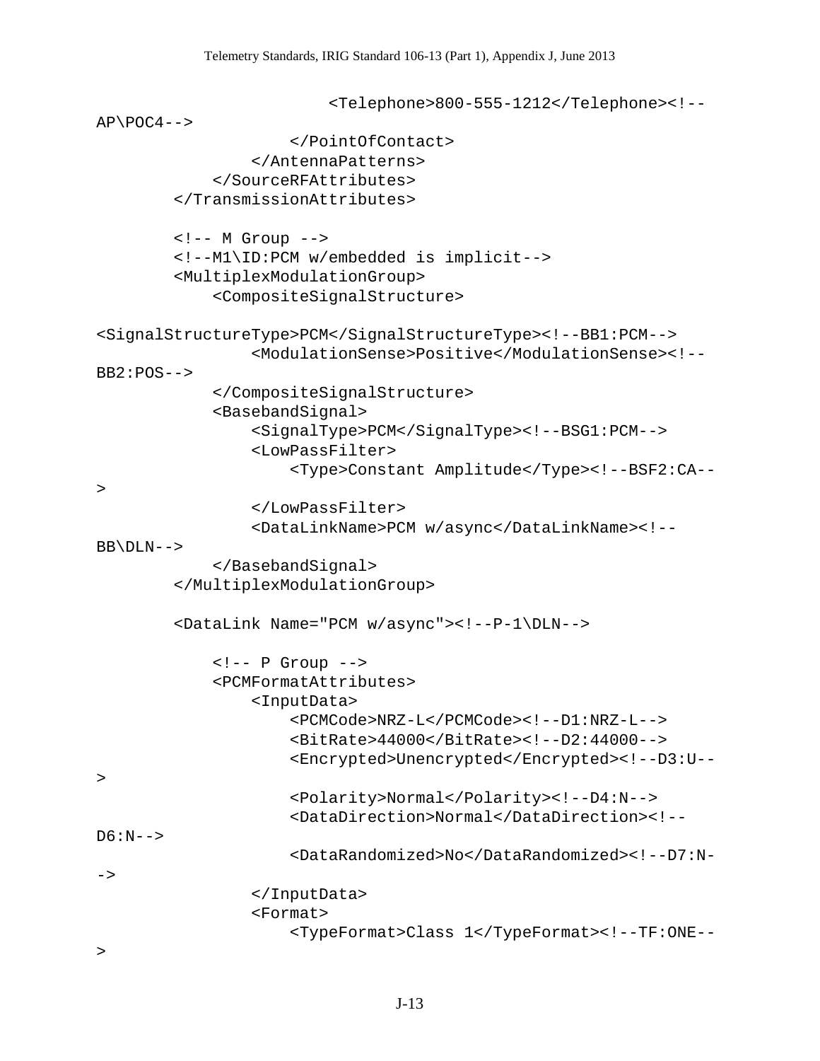```
                        <Telephone>800-555-1212</Telephone><!--
AP\POC4-->
                    </PointOfContact>
                </AntennaPatterns>
            </SourceRFAttributes>
        </TransmissionAttributes>

        <!-- M Group -->
        <!--M1\ID:PCM w/embedded is implicit-->
        <MultiplexModulationGroup>
            <CompositeSignalStructure>

<SignalStructureType>PCM</SignalStructureType><!--BB1:PCM-->
                <ModulationSense>Positive</ModulationSense><!--
BB2:POS-->
            </CompositeSignalStructure>
            <BasebandSignal>
                <SignalType>PCM</SignalType><!--BSG1:PCM-->
                <LowPassFilter>
                    <Type>Constant Amplitude</Type><!--BSF2:CA--
>
                </LowPassFilter>
                <DataLinkName>PCM w/async</DataLinkName><!--
BB\DLN-->
            </BasebandSignal>
        </MultiplexModulationGroup>

        <DataLink Name="PCM w/async"><!--P-1\DLN-->

            <!-- P Group -->
            <PCMFormatAttributes>
                <InputData>
                    <PCMCode>NRZ-L</PCMCode><!--D1:NRZ-L-->
                    <BitRate>44000</BitRate><!--D2:44000-->
                    <Encrypted>Unencrypted</Encrypted><!--D3:U--
>
                    <Polarity>Normal</Polarity><!--D4:N-->
                    <DataDirection>Normal</DataDirection><!--
D6:N-->
                    <DataRandomized>No</DataRandomized><!--D7:N-
->
                </InputData>
                <Format>
                    <TypeFormat>Class 1</TypeFormat><!--TF:ONE--
>
```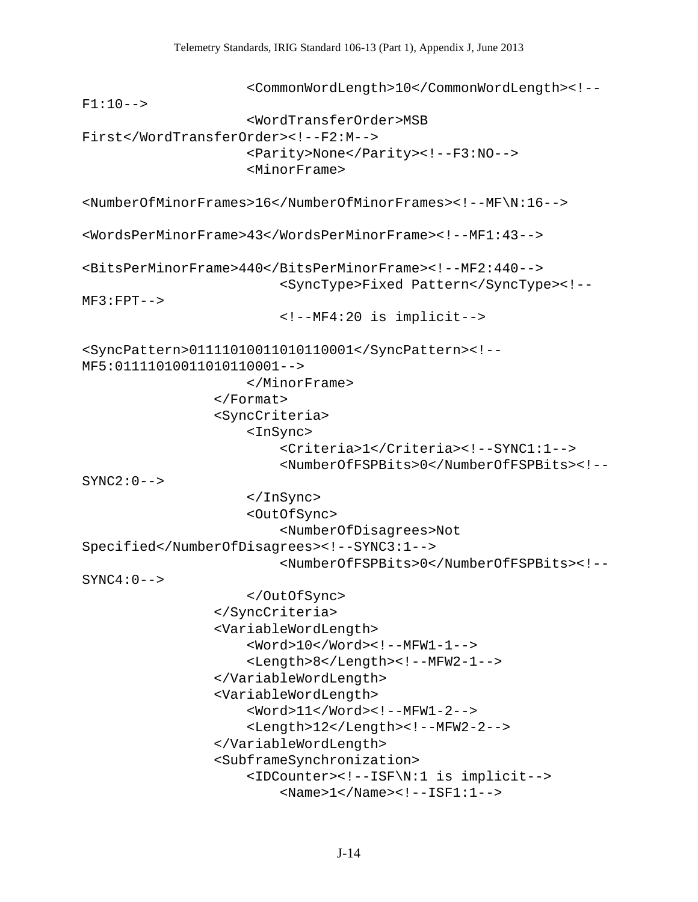```
                    <CommonWordLength>10</CommonWordLength><!--
F1:10-->
                    <WordTransferOrder>MSB
First</WordTransferOrder><!--F2:M-->
                    <Parity>None</Parity><!--F3:NO-->
                    <MinorFrame>

<NumberOfMinorFrames>16</NumberOfMinorFrames><!--MF\N:16-->

<WordsPerMinorFrame>43</WordsPerMinorFrame><!--MF1:43-->

<BitsPerMinorFrame>440</BitsPerMinorFrame><!--MF2:440-->
                        <SyncType>Fixed Pattern</SyncType><!--
MF3:FPT-->
                        <!--MF4:20 is implicit-->

<SyncPattern>01111010011010110001</SyncPattern><!--
MF5:01111010011010110001-->
                    </MinorFrame>
                </Format>
                <SyncCriteria>
                    <InSync>
                        <Criteria>1</Criteria><!--SYNC1:1-->
                        <NumberOfFSPBits>0</NumberOfFSPBits><!--
SYNC2:0-->
                    </InSync>
                    <OutOfSync>
                        <NumberOfDisagrees>Not
Specified</NumberOfDisagrees><!--SYNC3:1-->
                        <NumberOfFSPBits>0</NumberOfFSPBits><!--
SYNC4:0-->
                    </OutOfSync>
                </SyncCriteria>
                <VariableWordLength>
                    <Word>10</Word><!--MFW1-1-->
                    <Length>8</Length><!--MFW2-1-->
                </VariableWordLength>
                <VariableWordLength>
                    <Word>11</Word><!--MFW1-2-->
                    <Length>12</Length><!--MFW2-2-->
                </VariableWordLength>
                <SubframeSynchronization>
                    <IDCounter><!--ISF\N:1 is implicit-->
                        <Name>1</Name><!--ISF1:1-->
```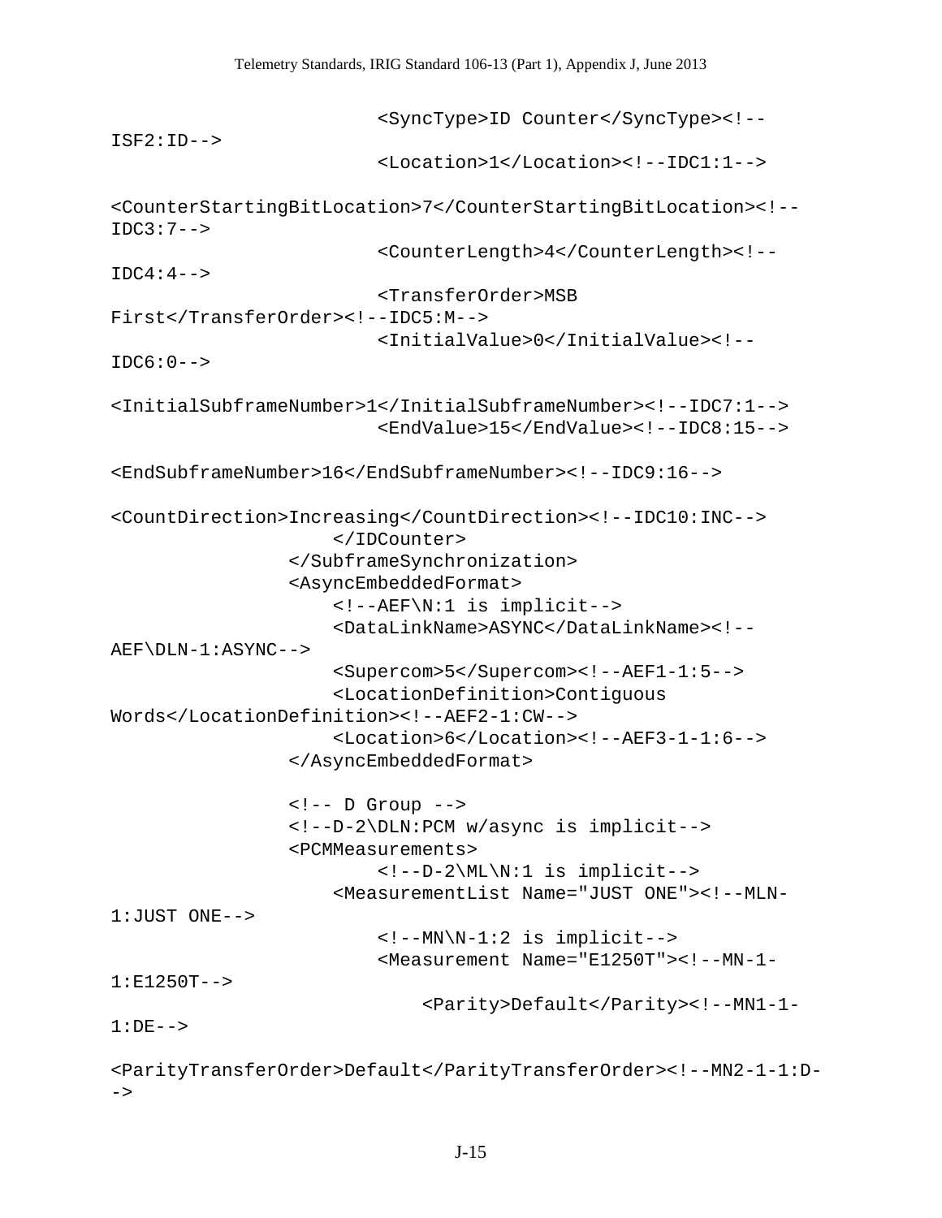```
                        <SyncType>ID Counter</SyncType><!--
ISF2:ID-->
                        <Location>1</Location><!--IDC1:1-->

<CounterStartingBitLocation>7</CounterStartingBitLocation><!--
IDC3:7-->
                        <CounterLength>4</CounterLength><!--
IDC4:4-->
                        <TransferOrder>MSB
First</TransferOrder><!--IDC5:M-->
                        <InitialValue>0</InitialValue><!--
IDC6:0-->

<InitialSubframeNumber>1</InitialSubframeNumber><!--IDC7:1-->
                        <EndValue>15</EndValue><!--IDC8:15-->

<EndSubframeNumber>16</EndSubframeNumber><!--IDC9:16-->

<CountDirection>Increasing</CountDirection><!--IDC10:INC-->
                    </IDCounter>
                </SubframeSynchronization>
                <AsyncEmbeddedFormat>
                    <!--AEF\N:1 is implicit-->
                    <DataLinkName>ASYNC</DataLinkName><!--
AEF\DLN-1:ASYNC-->
                    <Supercom>5</Supercom><!--AEF1-1:5-->
                    <LocationDefinition>Contiguous
Words</LocationDefinition><!--AEF2-1:CW-->
                    <Location>6</Location><!--AEF3-1-1:6-->
                </AsyncEmbeddedFormat>

                <!-- D Group -->
                <!--D-2\DLN:PCM w/async is implicit-->
                <PCMMeasurements>
                        <!--D-2\ML\N:1 is implicit-->
                    <MeasurementList Name="JUST ONE"><!--MLN-
1:JUST ONE-->
                        <!--MN\N-1:2 is implicit-->
                        <Measurement Name="E1250T"><!--MN-1-
1:E1250T-->
                            <Parity>Default</Parity><!--MN1-1-
1:DE-->

<ParityTransferOrder>Default</ParityTransferOrder><!--MN2-1-1:D-
->
```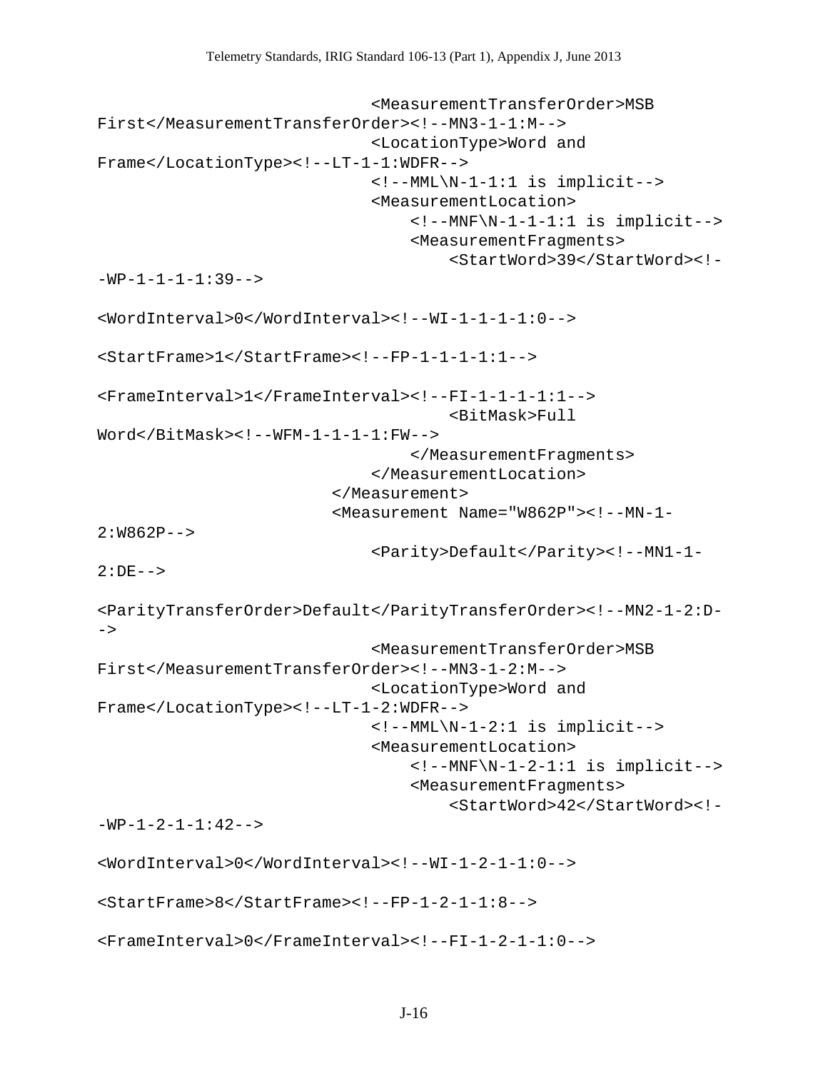```
                                <MeasurementTransferOrder>MSB
First</MeasurementTransferOrder><!--MN3-1-1:M-->
                                <LocationType>Word and
Frame</LocationType><!--LT-1-1:WDFR-->
                                <!--MML\N-1-1:1 is implicit-->
                                <MeasurementLocation>
                                    <!--MNF\N-1-1-1:1 is implicit-->
                                    <MeasurementFragments>
                                        <StartWord>39</StartWord><!-
-WP-1-1-1-1:39-->

<WordInterval>0</WordInterval><!--WI-1-1-1-1:0-->

<StartFrame>1</StartFrame><!--FP-1-1-1-1:1-->

<FrameInterval>1</FrameInterval><!--FI-1-1-1-1:1-->
                                        <BitMask>Full
Word</BitMask><!--WFM-1-1-1-1:FW-->
                                    </MeasurementFragments>
                                </MeasurementLocation>
                            </Measurement>
                            <Measurement Name="W862P"><!--MN-1-
2:W862P-->
                                <Parity>Default</Parity><!--MN1-1-
2:DE-->

<ParityTransferOrder>Default</ParityTransferOrder><!--MN2-1-2:D-
->
                                <MeasurementTransferOrder>MSB
First</MeasurementTransferOrder><!--MN3-1-2:M-->
                                <LocationType>Word and
Frame</LocationType><!--LT-1-2:WDFR-->
                                <!--MML\N-1-2:1 is implicit-->
                                <MeasurementLocation>
                                    <!--MNF\N-1-2-1:1 is implicit-->
                                    <MeasurementFragments>
                                        <StartWord>42</StartWord><!-
-WP-1-2-1-1:42-->

<WordInterval>0</WordInterval><!--WI-1-2-1-1:0-->

<StartFrame>8</StartFrame><!--FP-1-2-1-1:8-->

<FrameInterval>0</FrameInterval><!--FI-1-2-1-1:0-->
```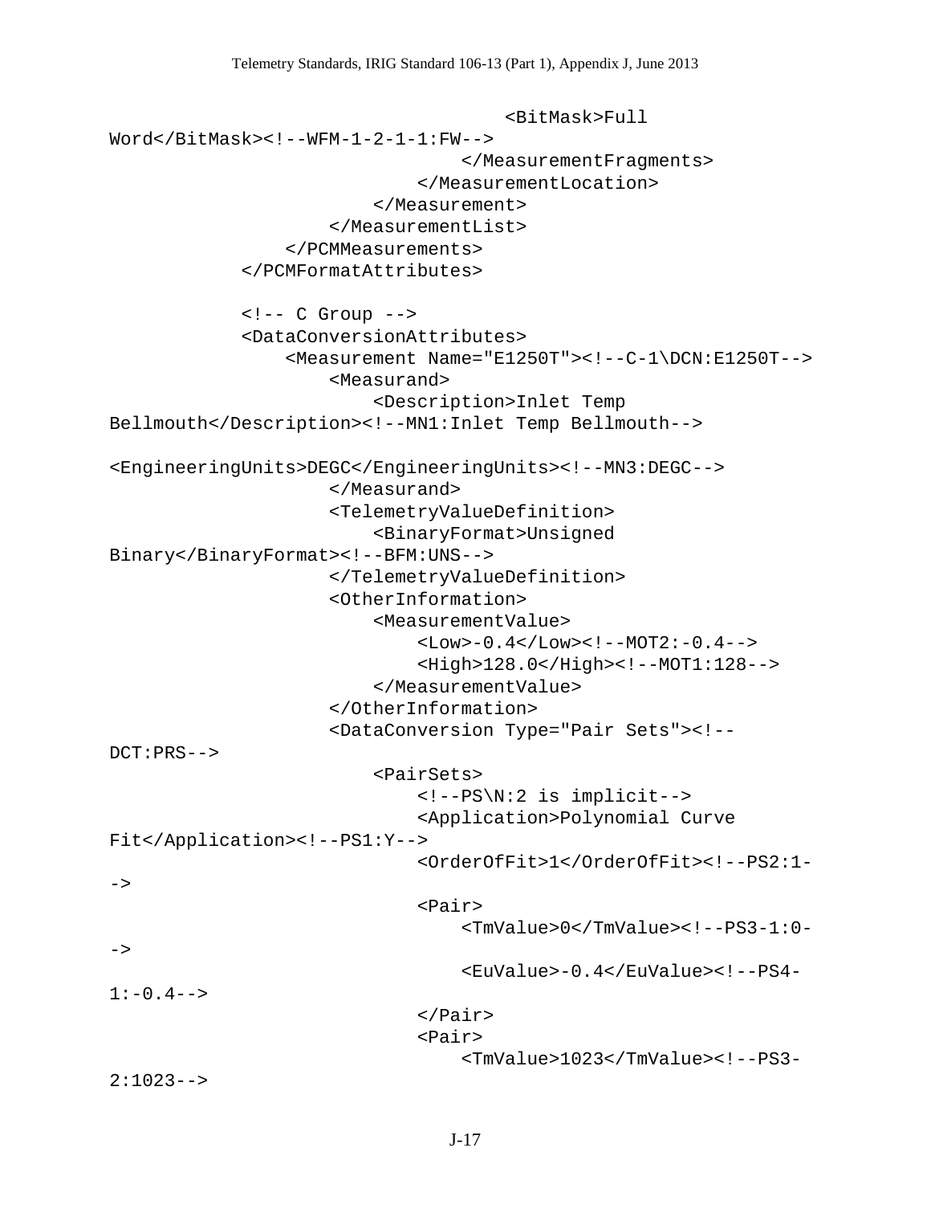```
                                    <BitMask>Full
Word</BitMask><!--WFM-1-2-1-1:FW-->
                                </MeasurementFragments>
                            </MeasurementLocation>
                        </Measurement>
                    </MeasurementList>
                </PCMMeasurements>
            </PCMFormatAttributes>

            <!-- C Group -->
            <DataConversionAttributes>
                <Measurement Name="E1250T"><!--C-1\DCN:E1250T-->
                    <Measurand>
                        <Description>Inlet Temp
Bellmouth</Description><!--MN1:Inlet Temp Bellmouth-->

<EngineeringUnits>DEGC</EngineeringUnits><!--MN3:DEGC-->
                    </Measurand>
                    <TelemetryValueDefinition>
                        <BinaryFormat>Unsigned
Binary</BinaryFormat><!--BFM:UNS-->
                    </TelemetryValueDefinition>
                    <OtherInformation>
                        <MeasurementValue>
                            <Low>-0.4</Low><!--MOT2:-0.4-->
                            <High>128.0</High><!--MOT1:128-->
                        </MeasurementValue>
                    </OtherInformation>
                    <DataConversion Type="Pair Sets"><!--
DCT:PRS-->
                        <PairSets>
                            <!--PS\N:2 is implicit-->
                            <Application>Polynomial Curve
Fit</Application><!--PS1:Y-->
                            <OrderOfFit>1</OrderOfFit><!--PS2:1-
->
                            <Pair>
                                <TmValue>0</TmValue><!--PS3-1:0-
->
                                <EuValue>-0.4</EuValue><!--PS4-
1:-0.4-->
                            </Pair>
                            <Pair>
                                <TmValue>1023</TmValue><!--PS3-
2:1023-->
```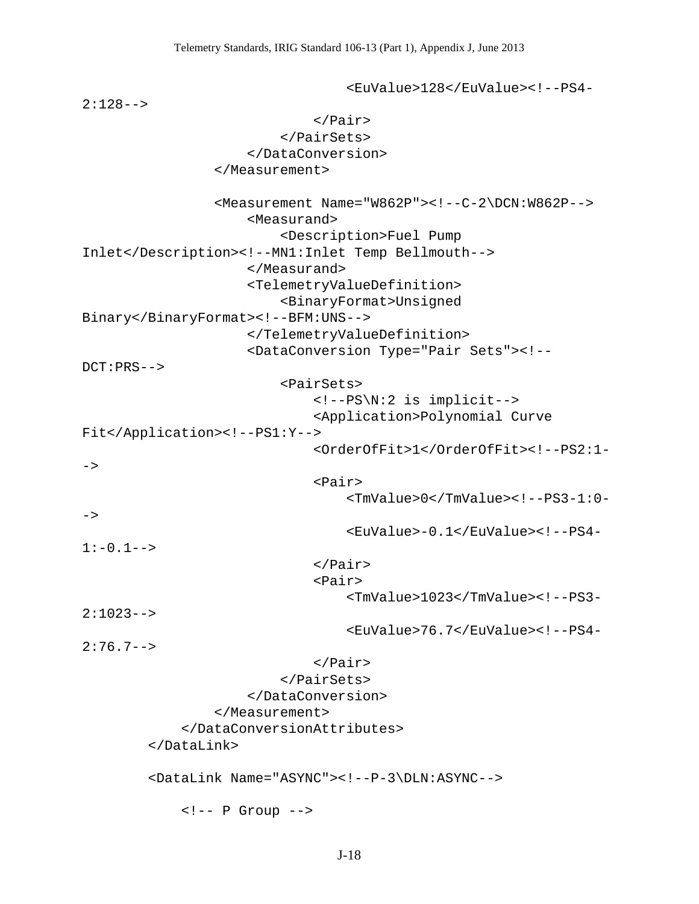```
                                <EuValue>128</EuValue><!--PS4-
2:128-->
                            </Pair>
                        </PairSets>
                    </DataConversion>
                </Measurement>

                <Measurement Name="W862P"><!--C-2\DCN:W862P-->
                    <Measurand>
                        <Description>Fuel Pump
Inlet</Description><!--MN1:Inlet Temp Bellmouth-->
                    </Measurand>
                    <TelemetryValueDefinition>
                        <BinaryFormat>Unsigned
Binary</BinaryFormat><!--BFM:UNS-->
                    </TelemetryValueDefinition>
                    <DataConversion Type="Pair Sets"><!--
DCT:PRS-->
                        <PairSets>
                            <!--PS\N:2 is implicit-->
                            <Application>Polynomial Curve
Fit</Application><!--PS1:Y-->
                            <OrderOfFit>1</OrderOfFit><!--PS2:1-
->
                            <Pair>
                                <TmValue>0</TmValue><!--PS3-1:0-
->
                                <EuValue>-0.1</EuValue><!--PS4-
1:-0.1-->
                            </Pair>
                            <Pair>
                                <TmValue>1023</TmValue><!--PS3-
2:1023-->
                                <EuValue>76.7</EuValue><!--PS4-
2:76.7-->
                            </Pair>
                        </PairSets>
                    </DataConversion>
                </Measurement>
            </DataConversionAttributes>
        </DataLink>

        <DataLink Name="ASYNC"><!--P-3\DLN:ASYNC-->

            <!-- P Group -->
```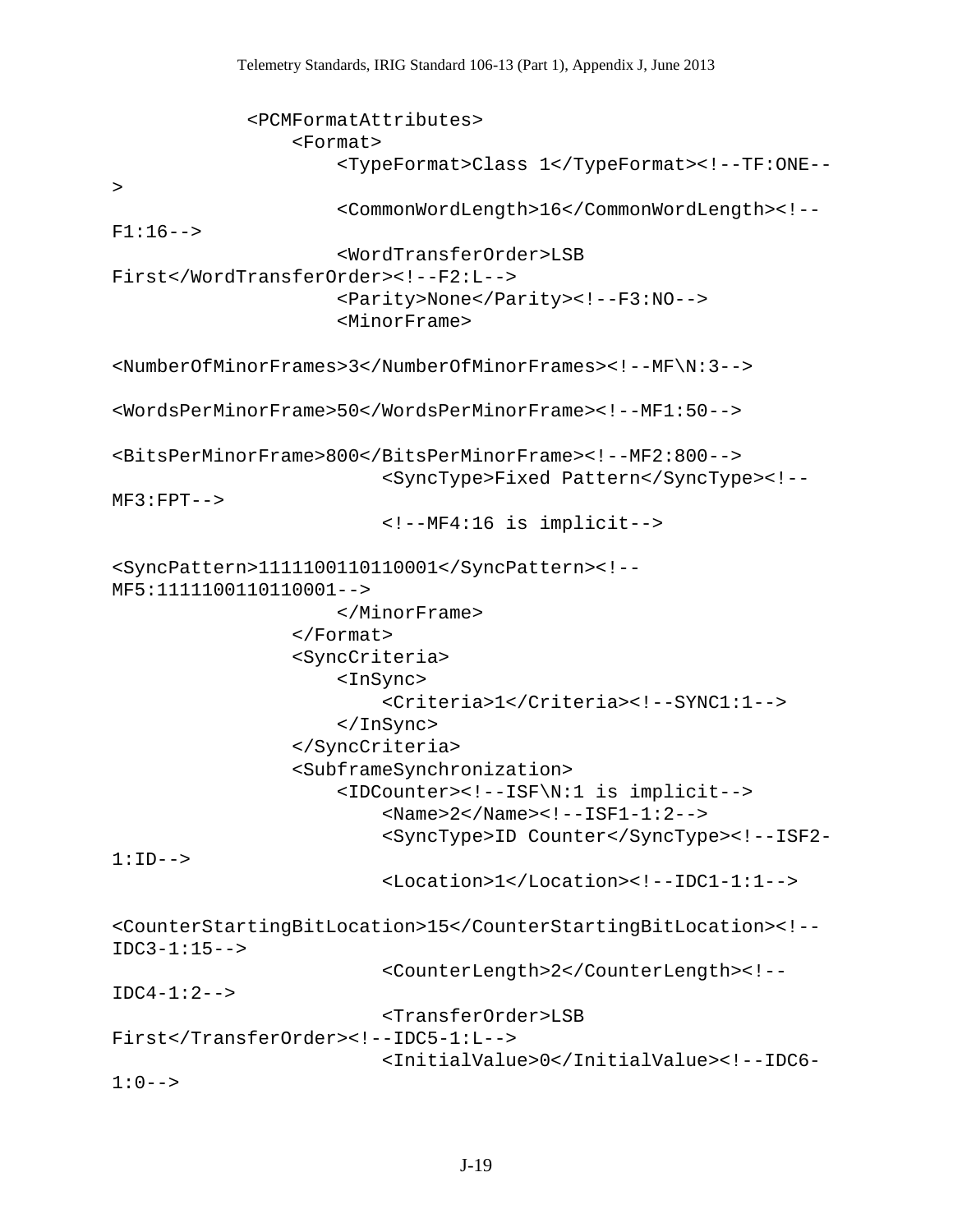```
            <PCMFormatAttributes>
                <Format>
                    <TypeFormat>Class 1</TypeFormat><!--TF:ONE--
>
                    <CommonWordLength>16</CommonWordLength><!--
F1:16-->
                    <WordTransferOrder>LSB
First</WordTransferOrder><!--F2:L-->
                    <Parity>None</Parity><!--F3:NO-->
                    <MinorFrame>

<NumberOfMinorFrames>3</NumberOfMinorFrames><!--MF\N:3-->

<WordsPerMinorFrame>50</WordsPerMinorFrame><!--MF1:50-->

<BitsPerMinorFrame>800</BitsPerMinorFrame><!--MF2:800-->
                        <SyncType>Fixed Pattern</SyncType><!--
MF3:FPT-->
                        <!--MF4:16 is implicit-->

<SyncPattern>1111100110110001</SyncPattern><!--
MF5:1111100110110001-->
                    </MinorFrame>
                </Format>
                <SyncCriteria>
                    <InSync>
                        <Criteria>1</Criteria><!--SYNC1:1-->
                    </InSync>
                </SyncCriteria>
                <SubframeSynchronization>
                    <IDCounter><!--ISF\N:1 is implicit-->
                        <Name>2</Name><!--ISF1-1:2-->
                        <SyncType>ID Counter</SyncType><!--ISF2-
1:ID-->
                        <Location>1</Location><!--IDC1-1:1-->

<CounterStartingBitLocation>15</CounterStartingBitLocation><!--
IDC3-1:15-->
                        <CounterLength>2</CounterLength><!--
IDC4-1:2-->
                        <TransferOrder>LSB
First</TransferOrder><!--IDC5-1:L-->
                        <InitialValue>0</InitialValue><!--IDC6-
1:0-->
```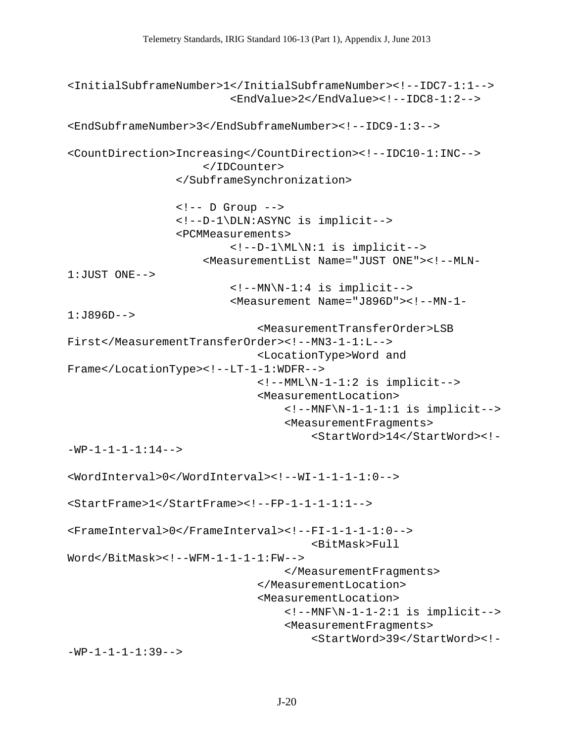```
<InitialSubframeNumber>1</InitialSubframeNumber><!--IDC7-1:1-->
                        <EndValue>2</EndValue><!--IDC8-1:2-->

<EndSubframeNumber>3</EndSubframeNumber><!--IDC9-1:3-->

<CountDirection>Increasing</CountDirection><!--IDC10-1:INC-->
                    </IDCounter>
                </SubframeSynchronization>

                <!-- D Group -->
                <!--D-1\DLN:ASYNC is implicit-->
                <PCMMeasurements>
                        <!--D-1\ML\N:1 is implicit-->
                    <MeasurementList Name="JUST ONE"><!--MLN-
1:JUST ONE-->
                        <!--MN\N-1:4 is implicit-->
                        <Measurement Name="J896D"><!--MN-1-
1:J896D-->
                            <MeasurementTransferOrder>LSB
First</MeasurementTransferOrder><!--MN3-1-1:L-->
                            <LocationType>Word and
Frame</LocationType><!--LT-1-1:WDFR-->
                            <!--MML\N-1-1:2 is implicit-->
                            <MeasurementLocation>
                                <!--MNF\N-1-1-1:1 is implicit-->
                                <MeasurementFragments>
                                    <StartWord>14</StartWord><!-
-WP-1-1-1-1:14-->

<WordInterval>0</WordInterval><!--WI-1-1-1-1:0-->

<StartFrame>1</StartFrame><!--FP-1-1-1-1:1-->

<FrameInterval>0</FrameInterval><!--FI-1-1-1-1:0-->
                                    <BitMask>Full
Word</BitMask><!--WFM-1-1-1-1:FW-->
                                </MeasurementFragments>
                            </MeasurementLocation>
                            <MeasurementLocation>
                                <!--MNF\N-1-1-2:1 is implicit-->
                                <MeasurementFragments>
                                    <StartWord>39</StartWord><!-
-WP-1-1-1-1:39-->
```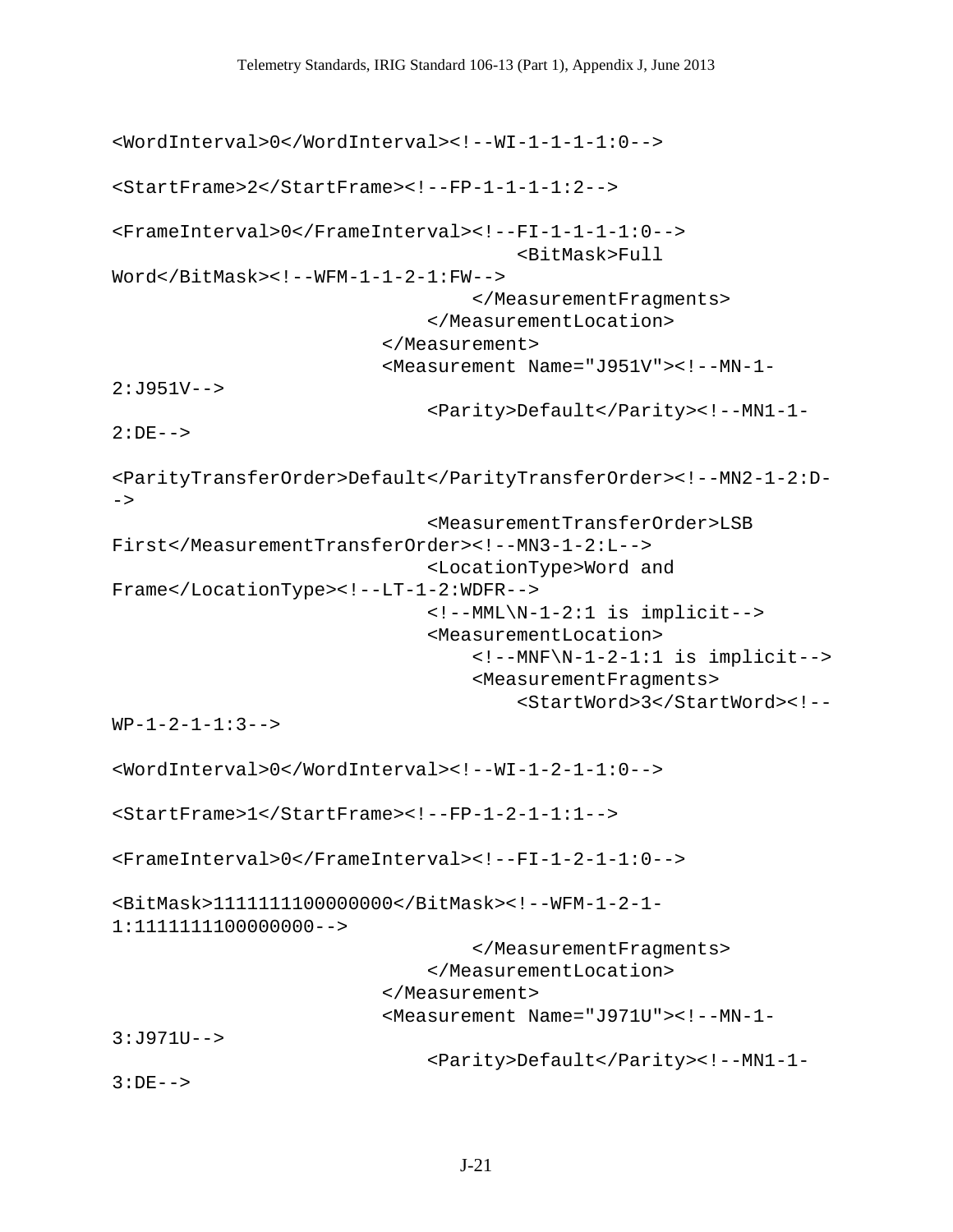```
<WordInterval>0</WordInterval><!--WI-1-1-1-1:0-->

<StartFrame>2</StartFrame><!--FP-1-1-1-1:2-->

<FrameInterval>0</FrameInterval><!--FI-1-1-1-1:0-->
                                    <BitMask>Full
Word</BitMask><!--WFM-1-1-2-1:FW-->
                                </MeasurementFragments>
                            </MeasurementLocation>
                        </Measurement>
                        <Measurement Name="J951V"><!--MN-1-
2:J951V-->
                            <Parity>Default</Parity><!--MN1-1-
2:DE-->

<ParityTransferOrder>Default</ParityTransferOrder><!--MN2-1-2:D-
->
                            <MeasurementTransferOrder>LSB
First</MeasurementTransferOrder><!--MN3-1-2:L-->
                            <LocationType>Word and
Frame</LocationType><!--LT-1-2:WDFR-->
                            <!--MML\N-1-2:1 is implicit-->
                            <MeasurementLocation>
                                <!--MNF\N-1-2-1:1 is implicit-->
                                <MeasurementFragments>
                                    <StartWord>3</StartWord><!--
WP-1-2-1-1:3-->

<WordInterval>0</WordInterval><!--WI-1-2-1-1:0-->

<StartFrame>1</StartFrame><!--FP-1-2-1-1:1-->

<FrameInterval>0</FrameInterval><!--FI-1-2-1-1:0-->

<BitMask>1111111100000000</BitMask><!--WFM-1-2-1-
1:1111111100000000-->
                                </MeasurementFragments>
                            </MeasurementLocation>
                        </Measurement>
                        <Measurement Name="J971U"><!--MN-1-
3:J971U-->
                            <Parity>Default</Parity><!--MN1-1-
3:DE-->
```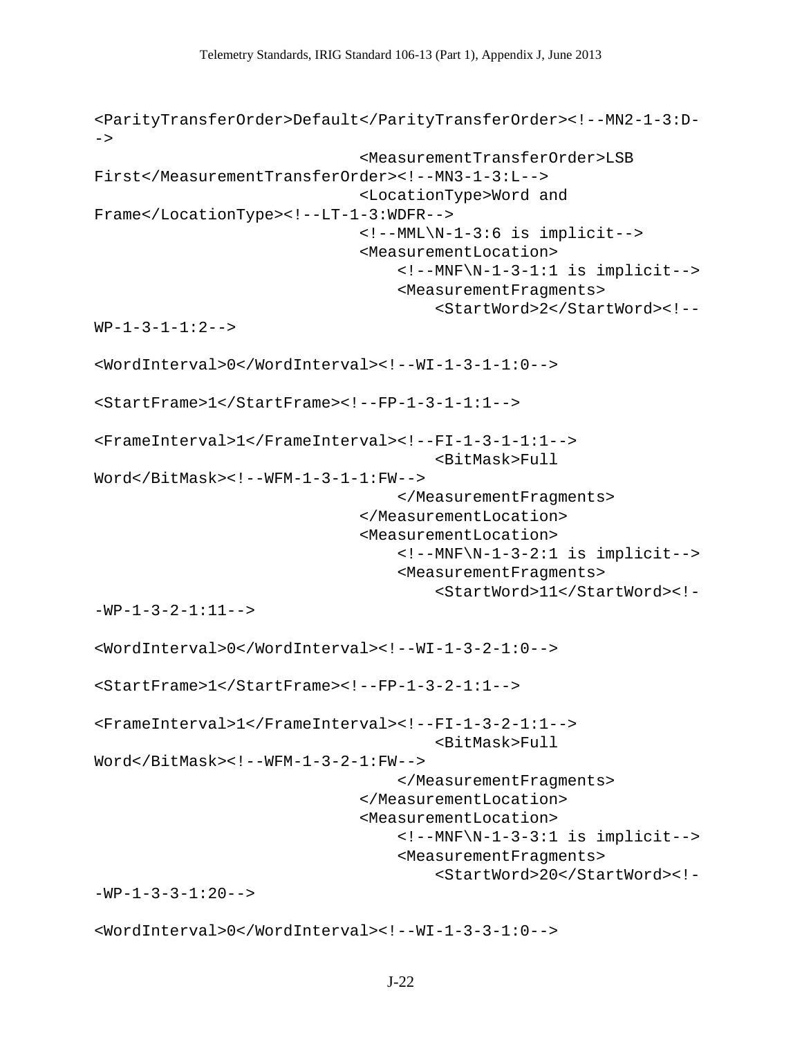```
<ParityTransferOrder>Default</ParityTransferOrder><!--MN2-1-3:D-
->
                            <MeasurementTransferOrder>LSB
First</MeasurementTransferOrder><!--MN3-1-3:L-->
                            <LocationType>Word and
Frame</LocationType><!--LT-1-3:WDFR-->
                            <!--MML\N-1-3:6 is implicit-->
                            <MeasurementLocation>
                                <!--MNF\N-1-3-1:1 is implicit-->
                                <MeasurementFragments>
                                    <StartWord>2</StartWord><!--
WP-1-3-1-1:2-->

<WordInterval>0</WordInterval><!--WI-1-3-1-1:0-->

<StartFrame>1</StartFrame><!--FP-1-3-1-1:1-->

<FrameInterval>1</FrameInterval><!--FI-1-3-1-1:1-->
                                    <BitMask>Full
Word</BitMask><!--WFM-1-3-1-1:FW-->
                                </MeasurementFragments>
                            </MeasurementLocation>
                            <MeasurementLocation>
                                <!--MNF\N-1-3-2:1 is implicit-->
                                <MeasurementFragments>
                                    <StartWord>11</StartWord><!-
-WP-1-3-2-1:11-->

<WordInterval>0</WordInterval><!--WI-1-3-2-1:0-->

<StartFrame>1</StartFrame><!--FP-1-3-2-1:1-->

<FrameInterval>1</FrameInterval><!--FI-1-3-2-1:1-->
                                    <BitMask>Full
Word</BitMask><!--WFM-1-3-2-1:FW-->
                                </MeasurementFragments>
                            </MeasurementLocation>
                            <MeasurementLocation>
                                <!--MNF\N-1-3-3:1 is implicit-->
                                <MeasurementFragments>
                                    <StartWord>20</StartWord><!-
-WP-1-3-3-1:20-->

<WordInterval>0</WordInterval><!--WI-1-3-3-1:0-->
```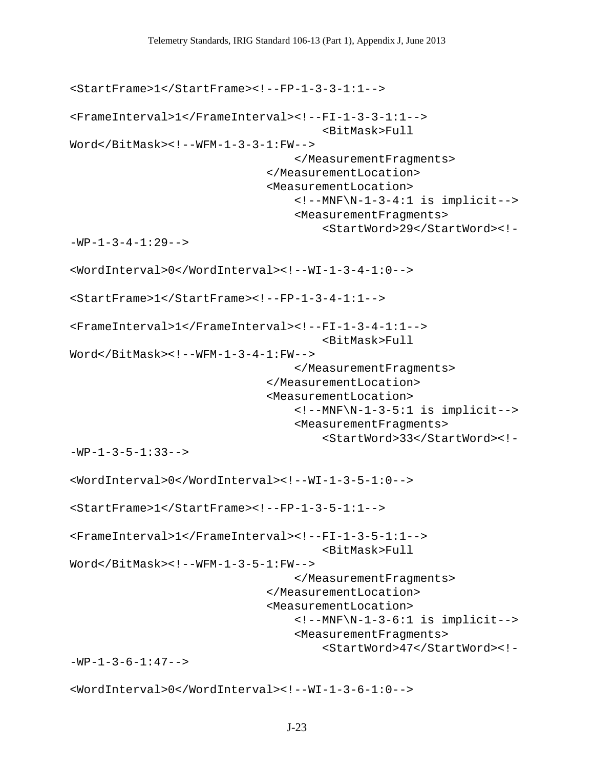```
<StartFrame>1</StartFrame><!--FP-1-3-3-1:1-->

<FrameInterval>1</FrameInterval><!--FI-1-3-3-1:1-->
                                    <BitMask>Full
Word</BitMask><!--WFM-1-3-3-1:FW-->
                                </MeasurementFragments>
                            </MeasurementLocation>
                            <MeasurementLocation>
                                <!--MNF\N-1-3-4:1 is implicit-->
                                <MeasurementFragments>
                                    <StartWord>29</StartWord><!-
-WP-1-3-4-1:29-->

<WordInterval>0</WordInterval><!--WI-1-3-4-1:0-->

<StartFrame>1</StartFrame><!--FP-1-3-4-1:1-->

<FrameInterval>1</FrameInterval><!--FI-1-3-4-1:1-->
                                    <BitMask>Full
Word</BitMask><!--WFM-1-3-4-1:FW-->
                                </MeasurementFragments>
                            </MeasurementLocation>
                            <MeasurementLocation>
                                <!--MNF\N-1-3-5:1 is implicit-->
                                <MeasurementFragments>
                                    <StartWord>33</StartWord><!-
-WP-1-3-5-1:33-->

<WordInterval>0</WordInterval><!--WI-1-3-5-1:0-->

<StartFrame>1</StartFrame><!--FP-1-3-5-1:1-->

<FrameInterval>1</FrameInterval><!--FI-1-3-5-1:1-->
                                    <BitMask>Full
Word</BitMask><!--WFM-1-3-5-1:FW-->
                                </MeasurementFragments>
                            </MeasurementLocation>
                            <MeasurementLocation>
                                <!--MNF\N-1-3-6:1 is implicit-->
                                <MeasurementFragments>
                                    <StartWord>47</StartWord><!-
-WP-1-3-6-1:47-->

<WordInterval>0</WordInterval><!--WI-1-3-6-1:0-->
```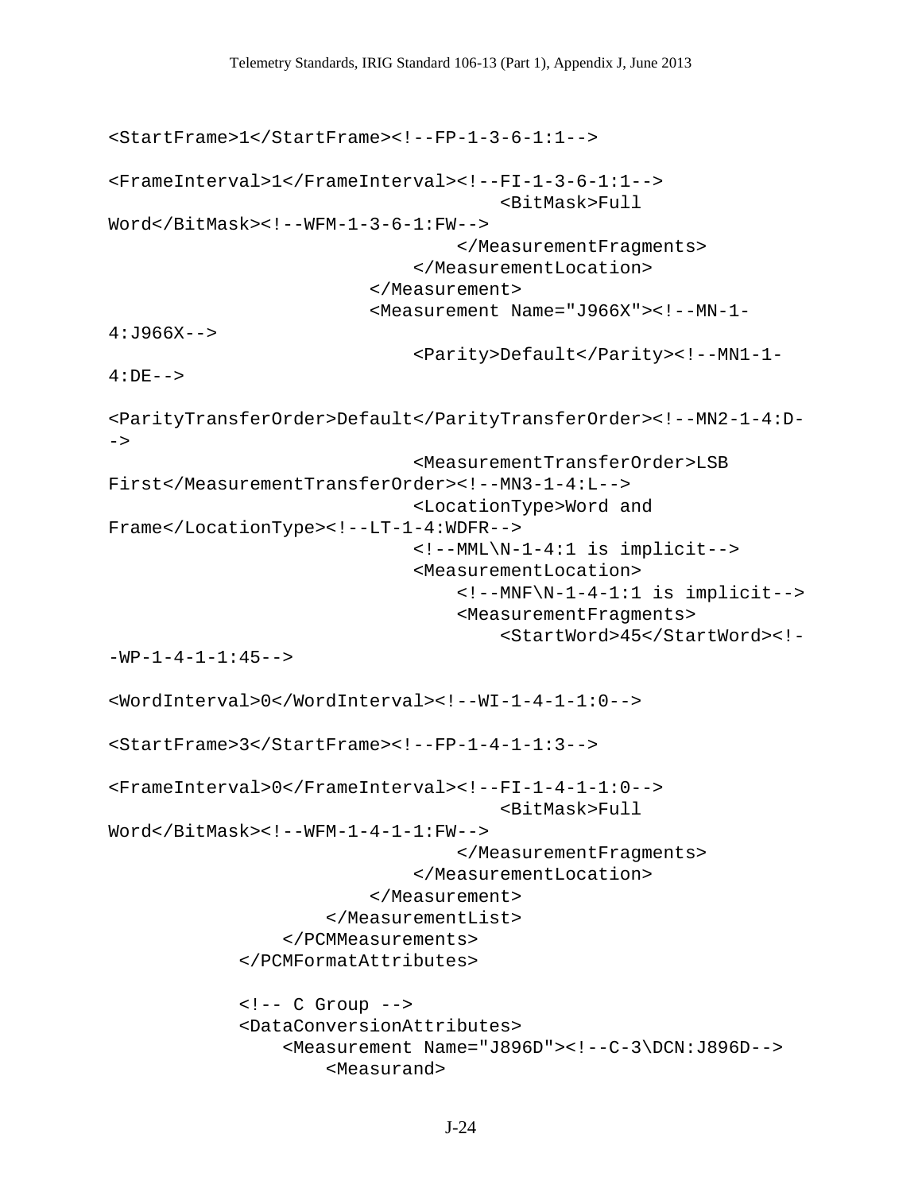```
<StartFrame>1</StartFrame><!--FP-1-3-6-1:1-->

<FrameInterval>1</FrameInterval><!--FI-1-3-6-1:1-->
                                        <BitMask>Full
Word</BitMask><!--WFM-1-3-6-1:FW-->
                                    </MeasurementFragments>
                                </MeasurementLocation>
                            </Measurement>
                            <Measurement Name="J966X"><!--MN-1-
4:J966X-->
                                <Parity>Default</Parity><!--MN1-1-
4:DE-->

<ParityTransferOrder>Default</ParityTransferOrder><!--MN2-1-4:D-
->
                                <MeasurementTransferOrder>LSB
First</MeasurementTransferOrder><!--MN3-1-4:L-->
                                <LocationType>Word and
Frame</LocationType><!--LT-1-4:WDFR-->
                                <!--MML\N-1-4:1 is implicit-->
                                <MeasurementLocation>
                                    <!--MNF\N-1-4-1:1 is implicit-->
                                    <MeasurementFragments>
                                        <StartWord>45</StartWord><!-
-WP-1-4-1-1:45-->

<WordInterval>0</WordInterval><!--WI-1-4-1-1:0-->

<StartFrame>3</StartFrame><!--FP-1-4-1-1:3-->

<FrameInterval>0</FrameInterval><!--FI-1-4-1-1:0-->
                                        <BitMask>Full
Word</BitMask><!--WFM-1-4-1-1:FW-->
                                    </MeasurementFragments>
                                </MeasurementLocation>
                            </Measurement>
                        </MeasurementList>
                    </PCMMeasurements>
                </PCMFormatAttributes>

                <!-- C Group -->
                <DataConversionAttributes>
                    <Measurement Name="J896D"><!--C-3\DCN:J896D-->
                        <Measurand>
```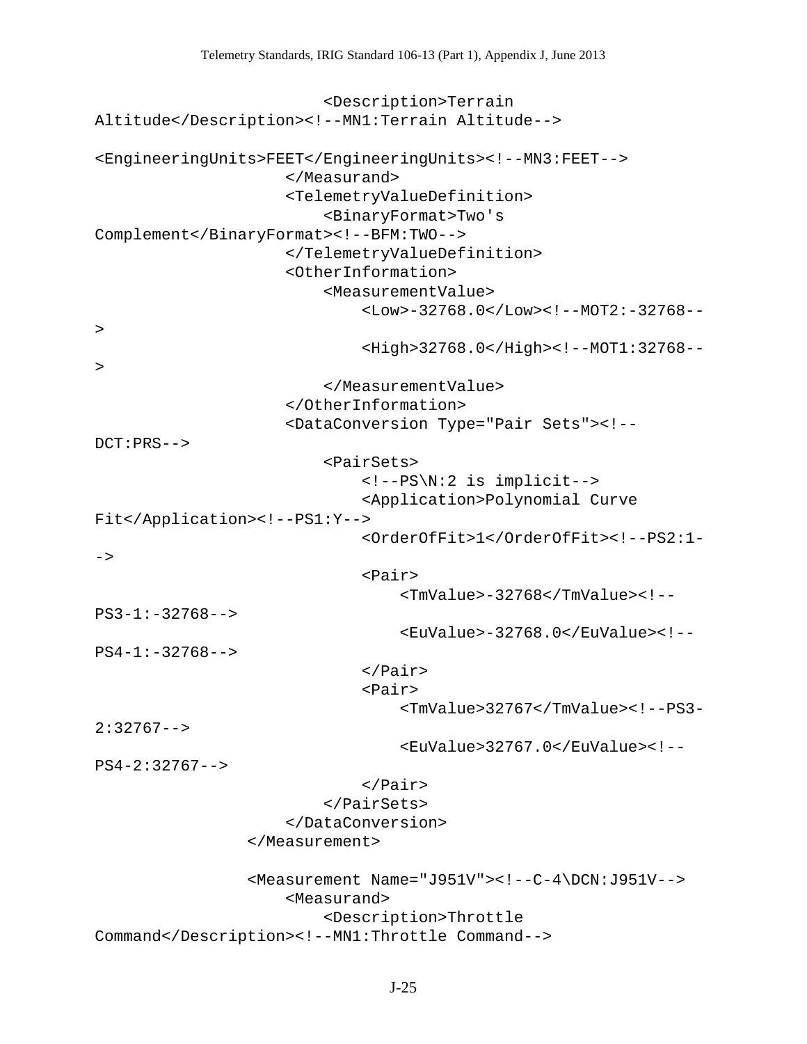```
                        <Description>Terrain
Altitude</Description><!--MN1:Terrain Altitude-->

<EngineeringUnits>FEET</EngineeringUnits><!--MN3:FEET-->
                    </Measurand>
                    <TelemetryValueDefinition>
                        <BinaryFormat>Two's
Complement</BinaryFormat><!--BFM:TWO-->
                    </TelemetryValueDefinition>
                    <OtherInformation>
                        <MeasurementValue>
                            <Low>-32768.0</Low><!--MOT2:-32768--
>
                            <High>32768.0</High><!--MOT1:32768--
>
                        </MeasurementValue>
                    </OtherInformation>
                    <DataConversion Type="Pair Sets"><!--
DCT:PRS-->
                        <PairSets>
                            <!--PS\N:2 is implicit-->
                            <Application>Polynomial Curve
Fit</Application><!--PS1:Y-->
                            <OrderOfFit>1</OrderOfFit><!--PS2:1-
->
                            <Pair>
                                <TmValue>-32768</TmValue><!--
PS3-1:-32768-->
                                <EuValue>-32768.0</EuValue><!--
PS4-1:-32768-->
                            </Pair>
                            <Pair>
                                <TmValue>32767</TmValue><!--PS3-
2:32767-->
                                <EuValue>32767.0</EuValue><!--
PS4-2:32767-->
                            </Pair>
                        </PairSets>
                    </DataConversion>
                </Measurement>

                <Measurement Name="J951V"><!--C-4\DCN:J951V-->
                    <Measurand>
                        <Description>Throttle
Command</Description><!--MN1:Throttle Command-->
```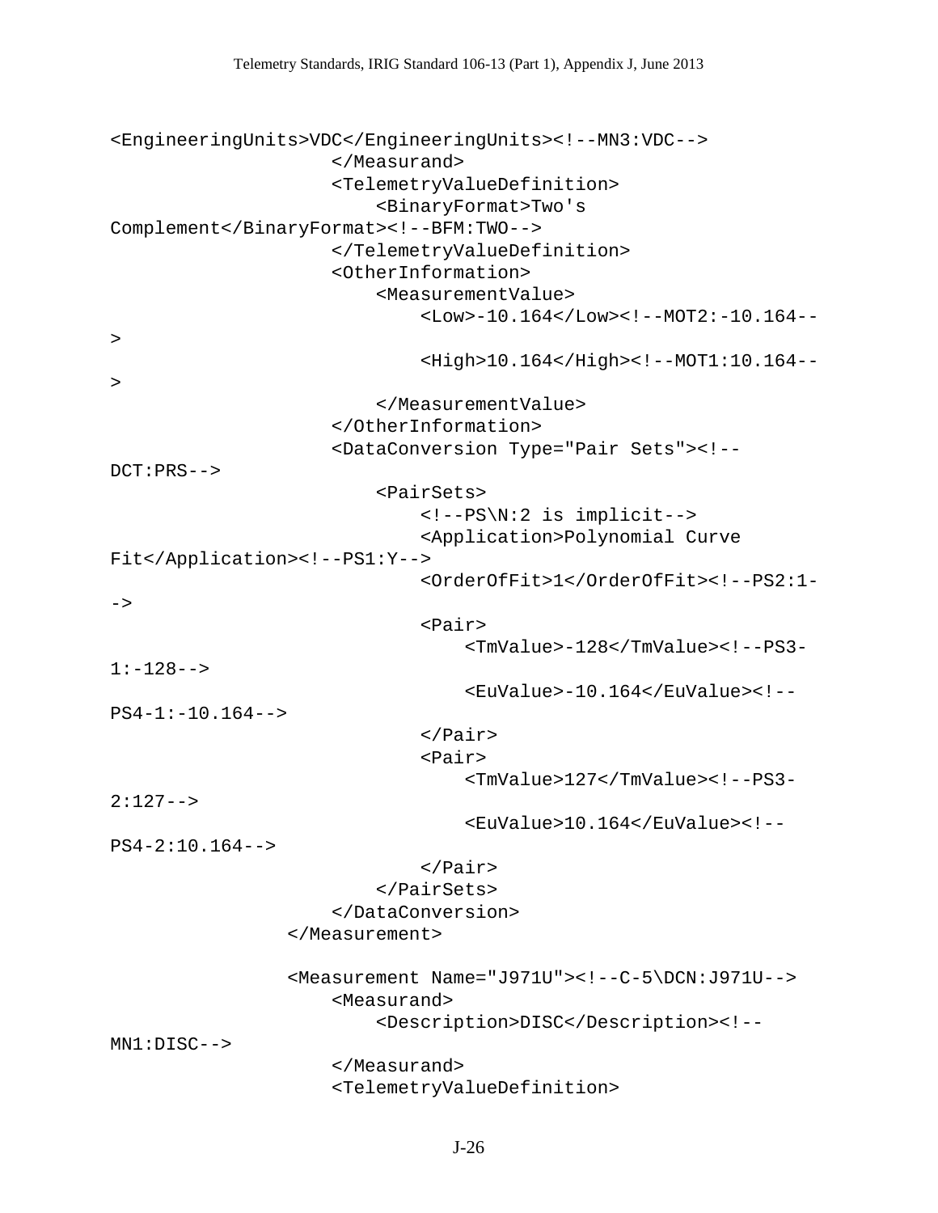```
<EngineeringUnits>VDC</EngineeringUnits><!--MN3:VDC-->
                    </Measurand>
                    <TelemetryValueDefinition>
                        <BinaryFormat>Two's
Complement</BinaryFormat><!--BFM:TWO-->
                    </TelemetryValueDefinition>
                    <OtherInformation>
                        <MeasurementValue>
                            <Low>-10.164</Low><!--MOT2:-10.164--
>
                            <High>10.164</High><!--MOT1:10.164--
>
                        </MeasurementValue>
                    </OtherInformation>
                    <DataConversion Type="Pair Sets"><!--
DCT:PRS-->
                        <PairSets>
                            <!--PS\N:2 is implicit-->
                            <Application>Polynomial Curve
Fit</Application><!--PS1:Y-->
                            <OrderOfFit>1</OrderOfFit><!--PS2:1-
->
                            <Pair>
                                <TmValue>-128</TmValue><!--PS3-
1:-128-->
                                <EuValue>-10.164</EuValue><!--
PS4-1:-10.164-->
                            </Pair>
                            <Pair>
                                <TmValue>127</TmValue><!--PS3-
2:127-->
                                <EuValue>10.164</EuValue><!--
PS4-2:10.164-->
                            </Pair>
                        </PairSets>
                    </DataConversion>
                </Measurement>

                <Measurement Name="J971U"><!--C-5\DCN:J971U-->
                    <Measurand>
                        <Description>DISC</Description><!--
MN1:DISC-->
                    </Measurand>
                    <TelemetryValueDefinition>
```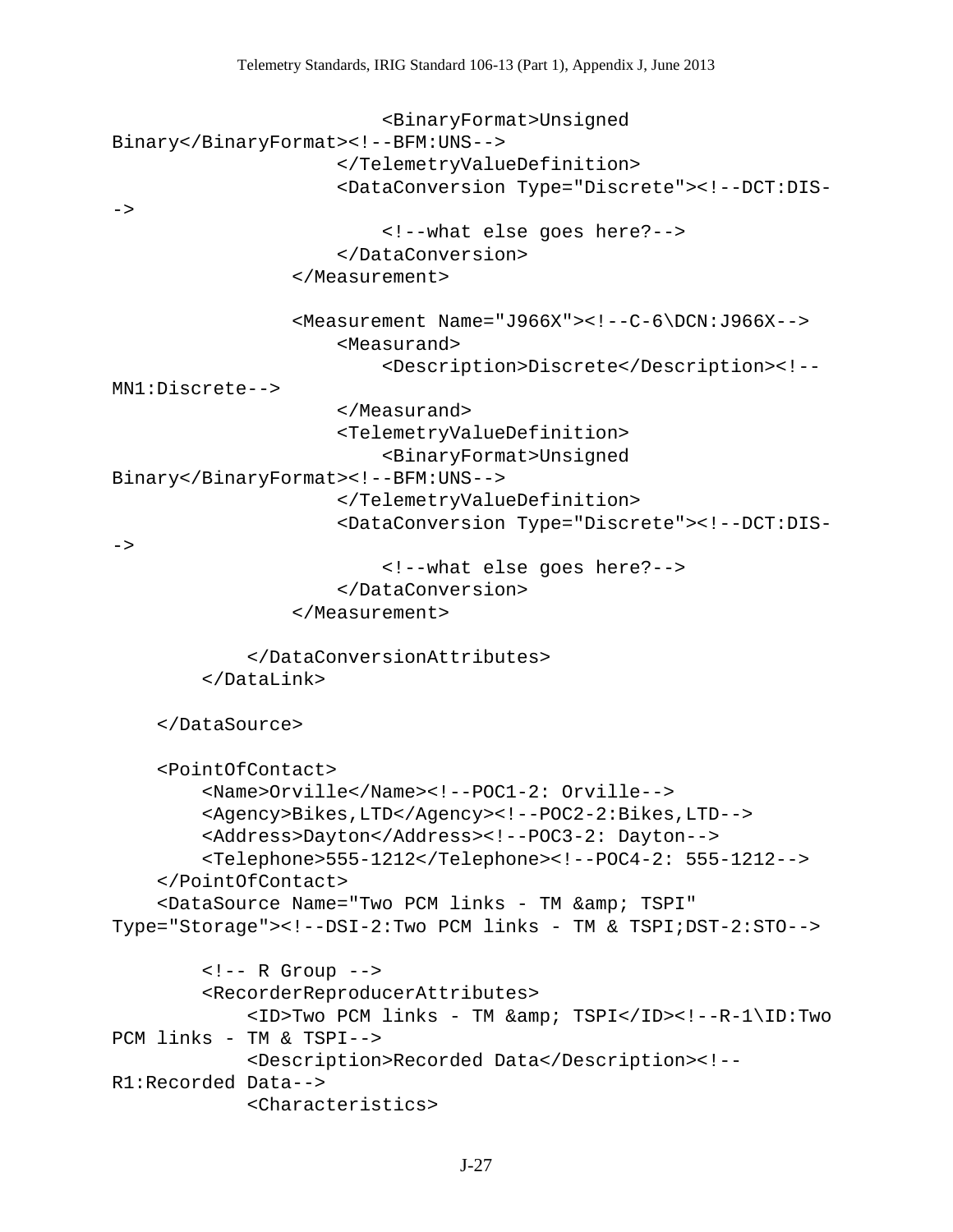```
                        <BinaryFormat>Unsigned
Binary</BinaryFormat><!--BFM:UNS-->
                    </TelemetryValueDefinition>
                    <DataConversion Type="Discrete"><!--DCT:DIS-
->
                        <!--what else goes here?-->
                    </DataConversion>
                </Measurement>

                <Measurement Name="J966X"><!--C-6\DCN:J966X-->
                    <Measurand>
                        <Description>Discrete</Description><!--
MN1:Discrete-->
                    </Measurand>
                    <TelemetryValueDefinition>
                        <BinaryFormat>Unsigned
Binary</BinaryFormat><!--BFM:UNS-->
                    </TelemetryValueDefinition>
                    <DataConversion Type="Discrete"><!--DCT:DIS-
->
                        <!--what else goes here?-->
                    </DataConversion>
                </Measurement>

            </DataConversionAttributes>
        </DataLink>

    </DataSource>

    <PointOfContact>
        <Name>Orville</Name><!--POC1-2: Orville-->
        <Agency>Bikes,LTD</Agency><!--POC2-2:Bikes,LTD-->
        <Address>Dayton</Address><!--POC3-2: Dayton-->
        <Telephone>555-1212</Telephone><!--POC4-2: 555-1212-->
    </PointOfContact>
    <DataSource Name="Two PCM links - TM &amp; TSPI"
Type="Storage"><!--DSI-2:Two PCM links - TM & TSPI;DST-2:STO-->

        <!-- R Group -->
        <RecorderReproducerAttributes>
            <ID>Two PCM links - TM &amp; TSPI</ID><!--R-1\ID:Two
PCM links - TM & TSPI-->
            <Description>Recorded Data</Description><!--
R1:Recorded Data-->
            <Characteristics>
```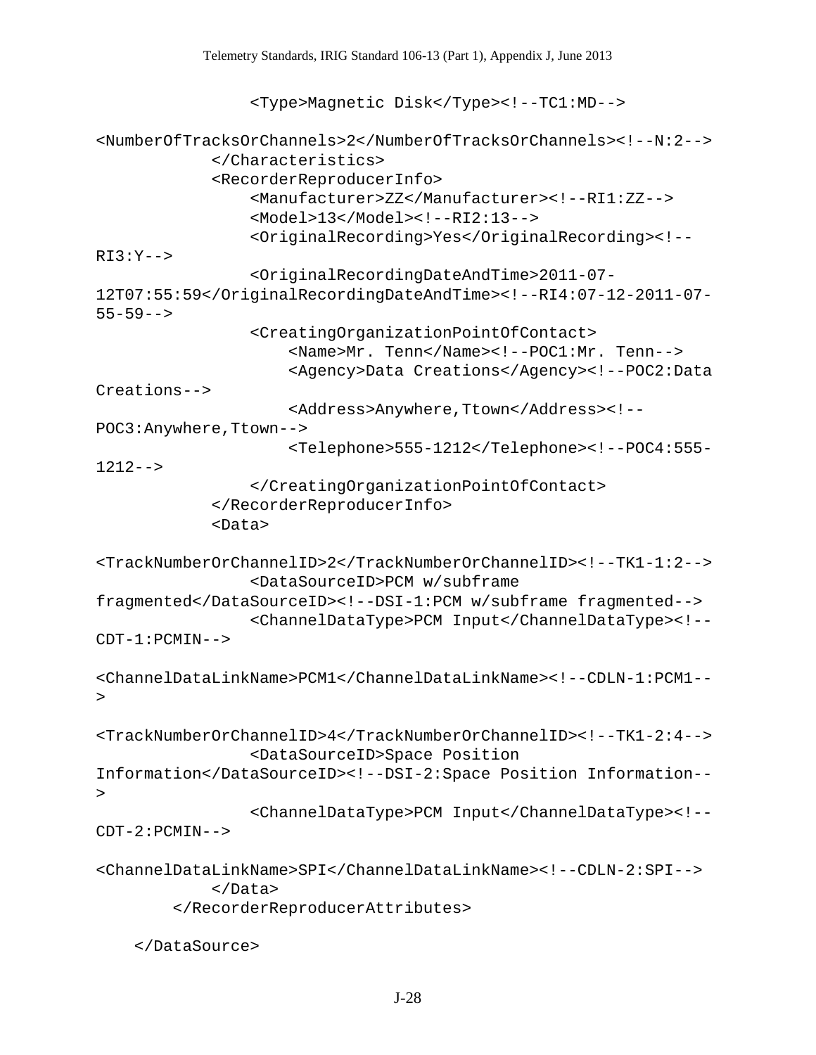```
                <Type>Magnetic Disk</Type><!--TC1:MD-->

<NumberOfTracksOrChannels>2</NumberOfTracksOrChannels><!--N:2-->
            </Characteristics>
            <RecorderReproducerInfo>
                <Manufacturer>ZZ</Manufacturer><!--RI1:ZZ-->
                <Model>13</Model><!--RI2:13-->
                <OriginalRecording>Yes</OriginalRecording><!--
RI3:Y-->
                <OriginalRecordingDateAndTime>2011-07-
12T07:55:59</OriginalRecordingDateAndTime><!--RI4:07-12-2011-07-
55-59-->
                <CreatingOrganizationPointOfContact>
                    <Name>Mr. Tenn</Name><!--POC1:Mr. Tenn-->
                    <Agency>Data Creations</Agency><!--POC2:Data
Creations-->
                    <Address>Anywhere,Ttown</Address><!--
POC3:Anywhere,Ttown-->
                    <Telephone>555-1212</Telephone><!--POC4:555-
1212-->
                </CreatingOrganizationPointOfContact>
            </RecorderReproducerInfo>
            <Data>

<TrackNumberOrChannelID>2</TrackNumberOrChannelID><!--TK1-1:2-->
                <DataSourceID>PCM w/subframe
fragmented</DataSourceID><!--DSI-1:PCM w/subframe fragmented-->
                <ChannelDataType>PCM Input</ChannelDataType><!--
CDT-1:PCMIN-->

<ChannelDataLinkName>PCM1</ChannelDataLinkName><!--CDLN-1:PCM1--
>

<TrackNumberOrChannelID>4</TrackNumberOrChannelID><!--TK1-2:4-->
                <DataSourceID>Space Position
Information</DataSourceID><!--DSI-2:Space Position Information--
>
                <ChannelDataType>PCM Input</ChannelDataType><!--
CDT-2:PCMIN-->

<ChannelDataLinkName>SPI</ChannelDataLinkName><!--CDLN-2:SPI-->
            </Data>
        </RecorderReproducerAttributes>

    </DataSource>
```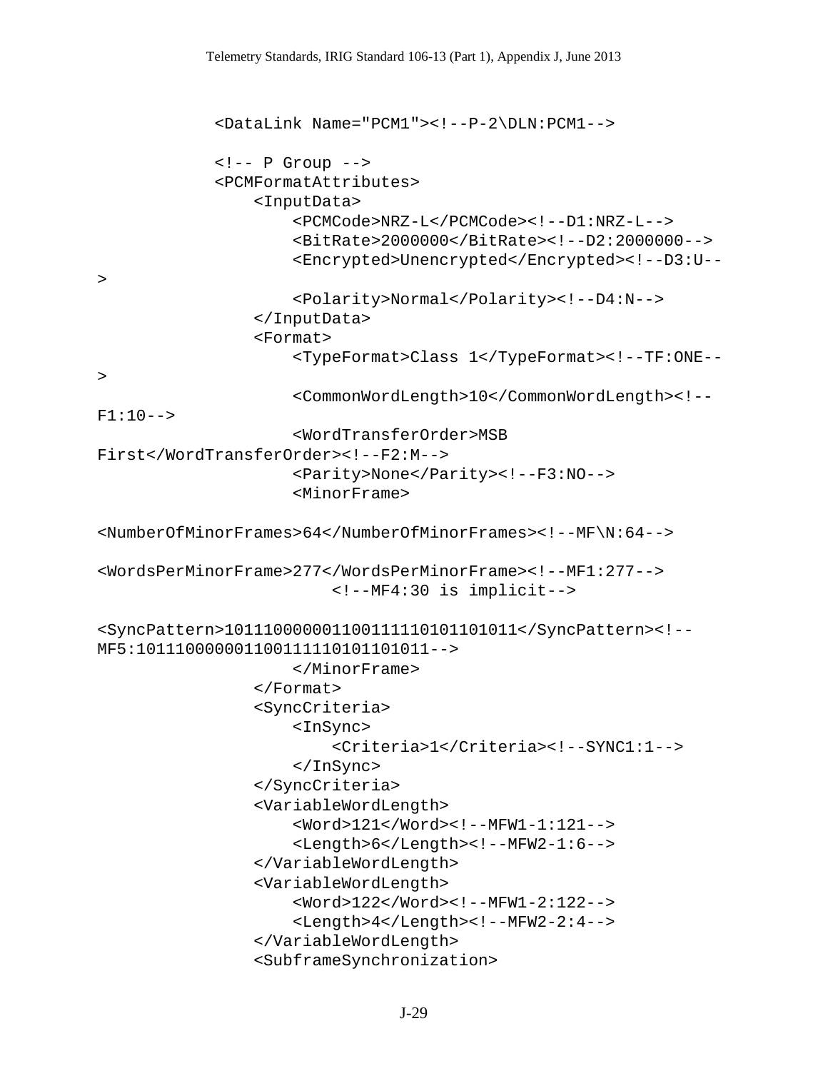```
            <DataLink Name="PCM1"><!--P-2\DLN:PCM1-->

            <!-- P Group -->
            <PCMFormatAttributes>
                <InputData>
                    <PCMCode>NRZ-L</PCMCode><!--D1:NRZ-L-->
                    <BitRate>2000000</BitRate><!--D2:2000000-->
                    <Encrypted>Unencrypted</Encrypted><!--D3:U--
>
                    <Polarity>Normal</Polarity><!--D4:N-->
                </InputData>
                <Format>
                    <TypeFormat>Class 1</TypeFormat><!--TF:ONE--
>
                    <CommonWordLength>10</CommonWordLength><!--
F1:10-->
                    <WordTransferOrder>MSB
First</WordTransferOrder><!--F2:M-->
                    <Parity>None</Parity><!--F3:NO-->
                    <MinorFrame>

<NumberOfMinorFrames>64</NumberOfMinorFrames><!--MF\N:64-->

<WordsPerMinorFrame>277</WordsPerMinorFrame><!--MF1:277-->
                        <!--MF4:30 is implicit-->

<SyncPattern>101110000001100111110101101011</SyncPattern><!--
MF5:101110000001100111110101101011-->
                    </MinorFrame>
                </Format>
                <SyncCriteria>
                    <InSync>
                        <Criteria>1</Criteria><!--SYNC1:1-->
                    </InSync>
                </SyncCriteria>
                <VariableWordLength>
                    <Word>121</Word><!--MFW1-1:121-->
                    <Length>6</Length><!--MFW2-1:6-->
                </VariableWordLength>
                <VariableWordLength>
                    <Word>122</Word><!--MFW1-2:122-->
                    <Length>4</Length><!--MFW2-2:4-->
                </VariableWordLength>
                <SubframeSynchronization>
```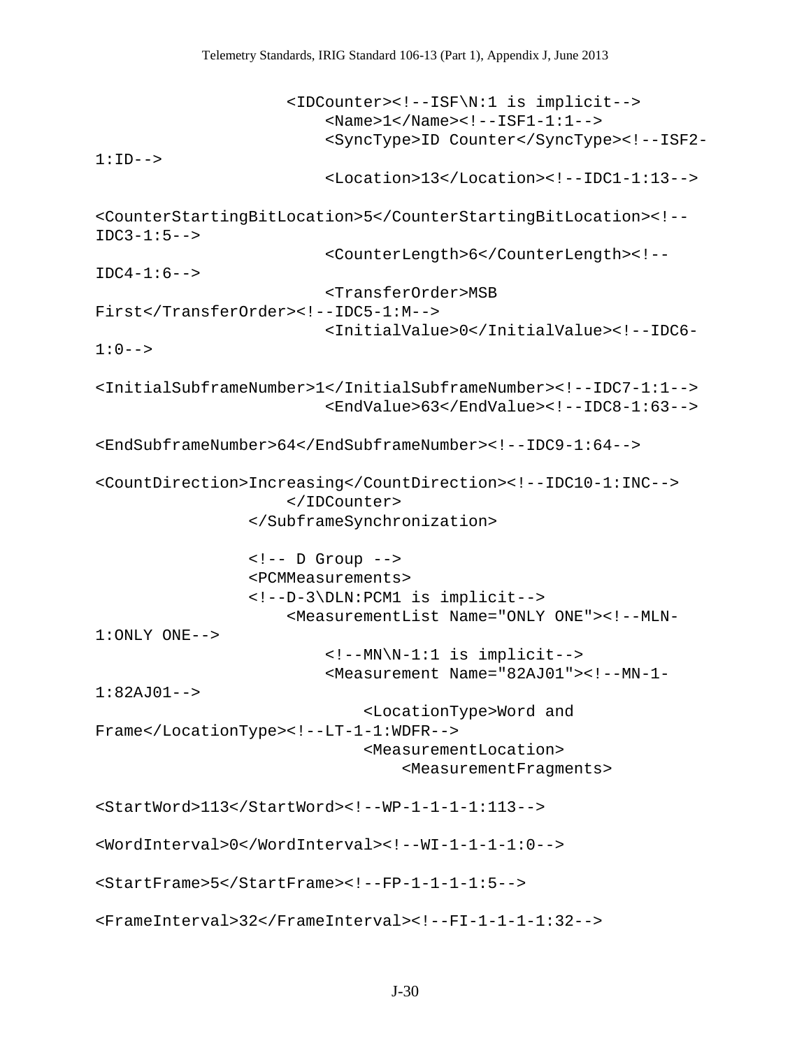```
                    <IDCounter><!--ISF\N:1 is implicit-->
                        <Name>1</Name><!--ISF1-1:1-->
                        <SyncType>ID Counter</SyncType><!--ISF2-
1:ID-->
                        <Location>13</Location><!--IDC1-1:13-->

<CounterStartingBitLocation>5</CounterStartingBitLocation><!--
IDC3-1:5-->
                        <CounterLength>6</CounterLength><!--
IDC4-1:6-->
                        <TransferOrder>MSB
First</TransferOrder><!--IDC5-1:M-->
                        <InitialValue>0</InitialValue><!--IDC6-
1:0-->

<InitialSubframeNumber>1</InitialSubframeNumber><!--IDC7-1:1-->
                        <EndValue>63</EndValue><!--IDC8-1:63-->

<EndSubframeNumber>64</EndSubframeNumber><!--IDC9-1:64-->

<CountDirection>Increasing</CountDirection><!--IDC10-1:INC-->
                    </IDCounter>
                </SubframeSynchronization>

                <!-- D Group -->
                <PCMMeasurements>
                <!--D-3\DLN:PCM1 is implicit-->
                    <MeasurementList Name="ONLY ONE"><!--MLN-
1:ONLY ONE-->
                        <!--MN\N-1:1 is implicit-->
                        <Measurement Name="82AJ01"><!--MN-1-
1:82AJ01-->
                            <LocationType>Word and
Frame</LocationType><!--LT-1-1:WDFR-->
                            <MeasurementLocation>
                                <MeasurementFragments>

<StartWord>113</StartWord><!--WP-1-1-1-1:113-->

<WordInterval>0</WordInterval><!--WI-1-1-1-1:0-->

<StartFrame>5</StartFrame><!--FP-1-1-1-1:5-->

<FrameInterval>32</FrameInterval><!--FI-1-1-1-1:32-->
```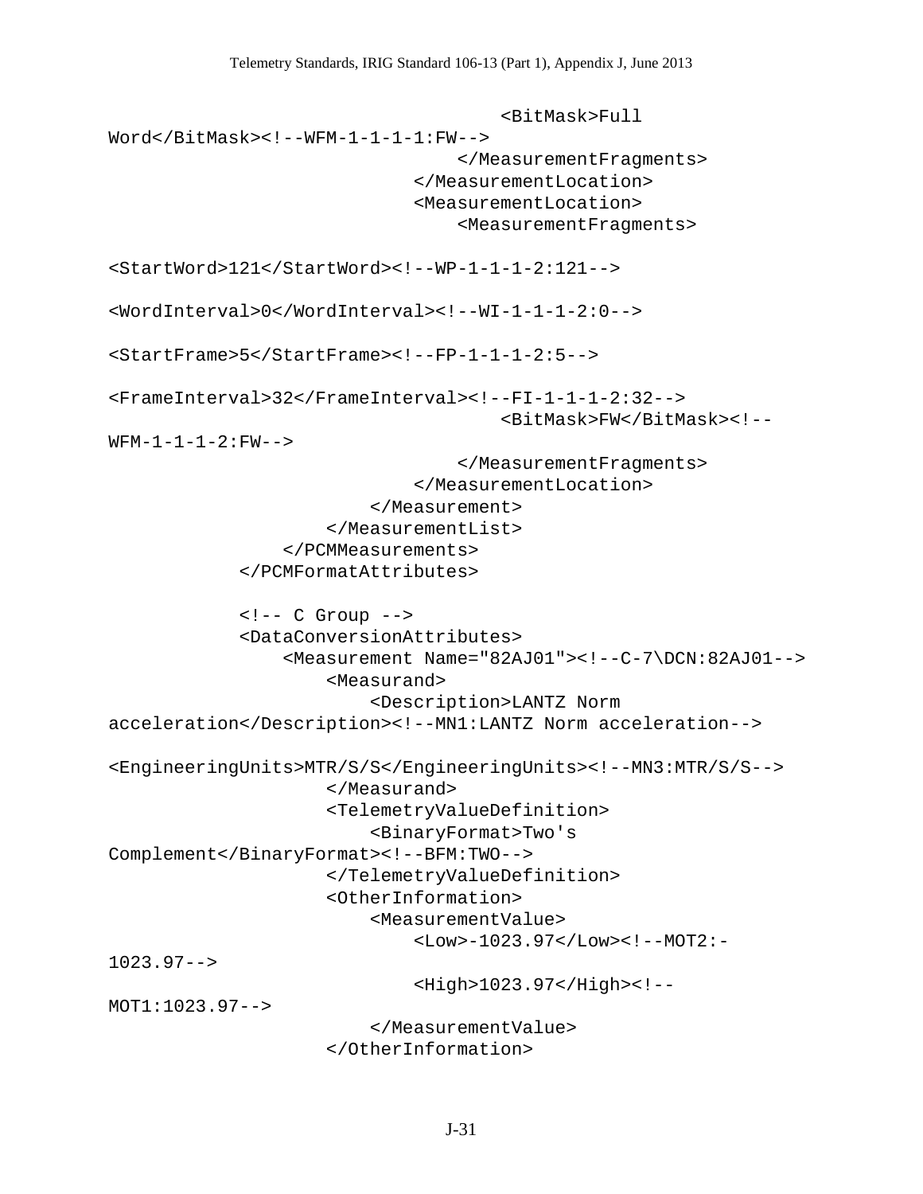```
                                    <BitMask>Full
Word</BitMask><!--WFM-1-1-1-1:FW-->
                                </MeasurementFragments>
                            </MeasurementLocation>
                            <MeasurementLocation>
                                <MeasurementFragments>

<StartWord>121</StartWord><!--WP-1-1-1-2:121-->

<WordInterval>0</WordInterval><!--WI-1-1-1-2:0-->

<StartFrame>5</StartFrame><!--FP-1-1-1-2:5-->

<FrameInterval>32</FrameInterval><!--FI-1-1-1-2:32-->
                                    <BitMask>FW</BitMask><!--
WFM-1-1-1-2:FW-->
                                </MeasurementFragments>
                            </MeasurementLocation>
                        </Measurement>
                    </MeasurementList>
                </PCMMeasurements>
            </PCMFormatAttributes>

            <!-- C Group -->
            <DataConversionAttributes>
                <Measurement Name="82AJ01"><!--C-7\DCN:82AJ01-->
                    <Measurand>
                        <Description>LANTZ Norm
acceleration</Description><!--MN1:LANTZ Norm acceleration-->

<EngineeringUnits>MTR/S/S</EngineeringUnits><!--MN3:MTR/S/S-->
                    </Measurand>
                    <TelemetryValueDefinition>
                        <BinaryFormat>Two's
Complement</BinaryFormat><!--BFM:TWO-->
                    </TelemetryValueDefinition>
                    <OtherInformation>
                        <MeasurementValue>
                            <Low>-1023.97</Low><!--MOT2:-
1023.97-->
                            <High>1023.97</High><!--
MOT1:1023.97-->
                        </MeasurementValue>
                    </OtherInformation>
```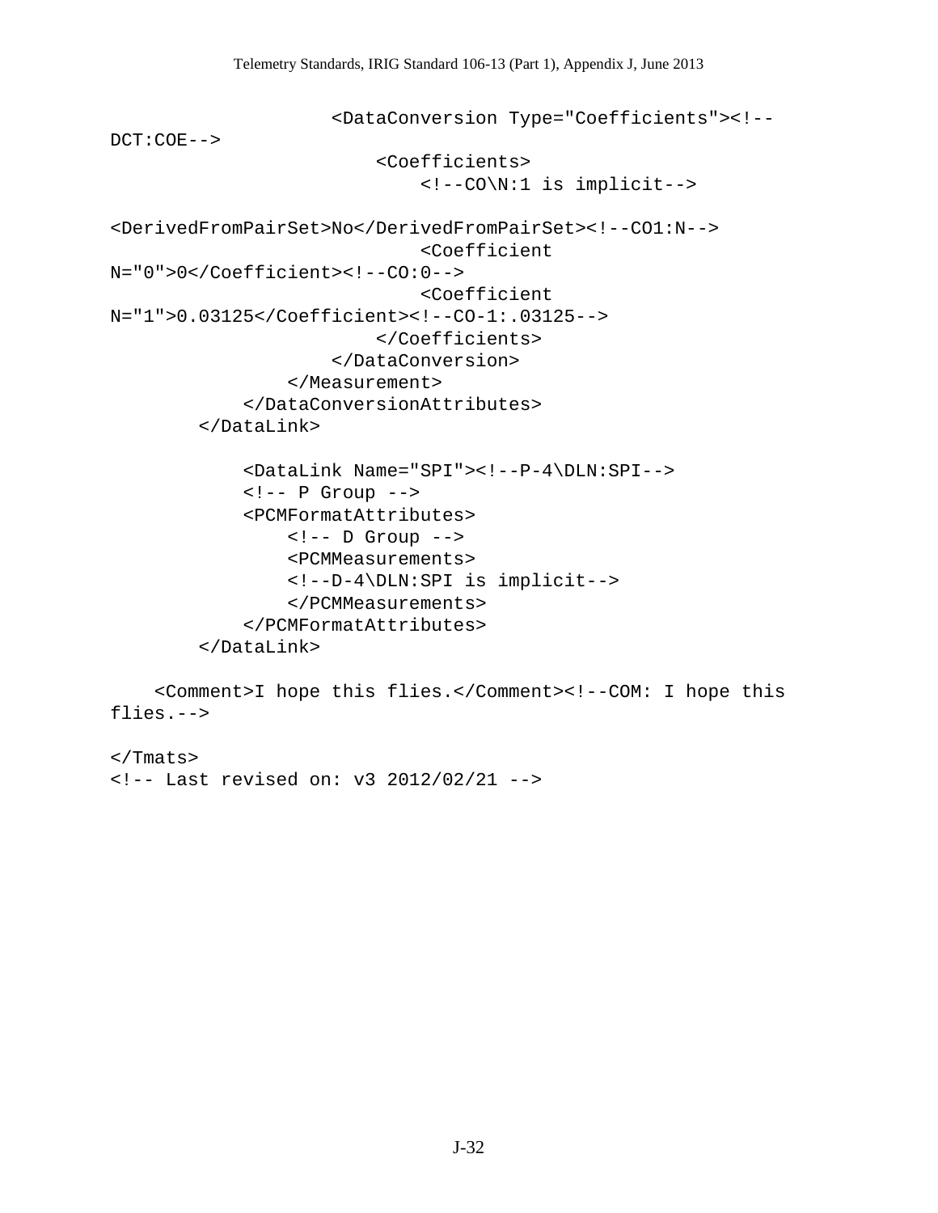```
                    <DataConversion Type="Coefficients"><!--
DCT:COE-->
                        <Coefficients>
                            <!--CO\N:1 is implicit-->

<DerivedFromPairSet>No</DerivedFromPairSet><!--CO1:N-->
                            <Coefficient
N="0">0</Coefficient><!--CO:0-->
                            <Coefficient
N="1">0.03125</Coefficient><!--CO-1:.03125-->
                        </Coefficients>
                    </DataConversion>
                </Measurement>
            </DataConversionAttributes>
        </DataLink>

            <DataLink Name="SPI"><!--P-4\DLN:SPI-->
            <!-- P Group -->
            <PCMFormatAttributes>
                <!-- D Group -->
                <PCMMeasurements>
                <!--D-4\DLN:SPI is implicit-->
                </PCMMeasurements>
            </PCMFormatAttributes>
        </DataLink>

    <Comment>I hope this flies.</Comment><!--COM: I hope this
flies.-->

</Tmats>
<!-- Last revised on: v3 2012/02/21 -->
```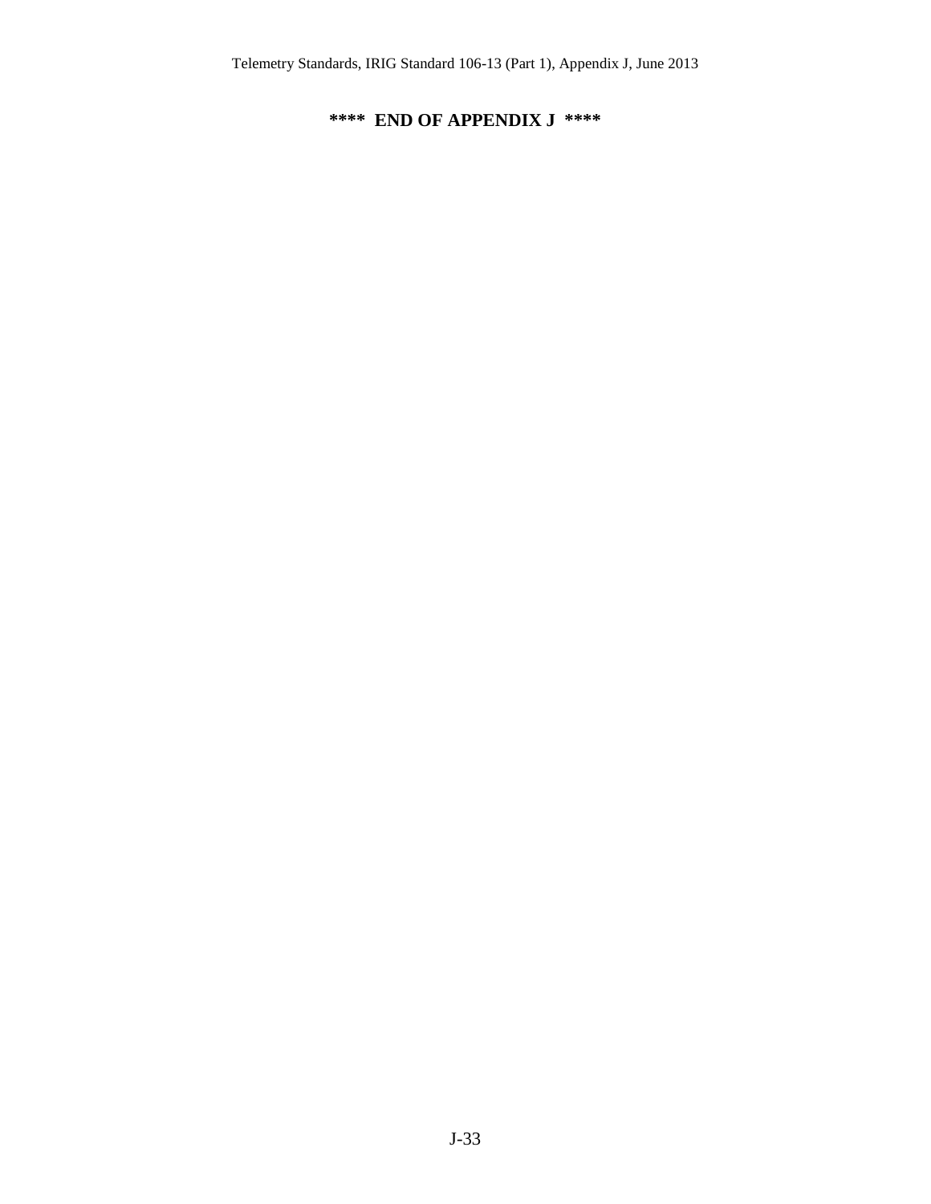**\*\*\*\*  END OF APPENDIX J  \*\*\*\***

**\***  END OF APPENDIX J  ****